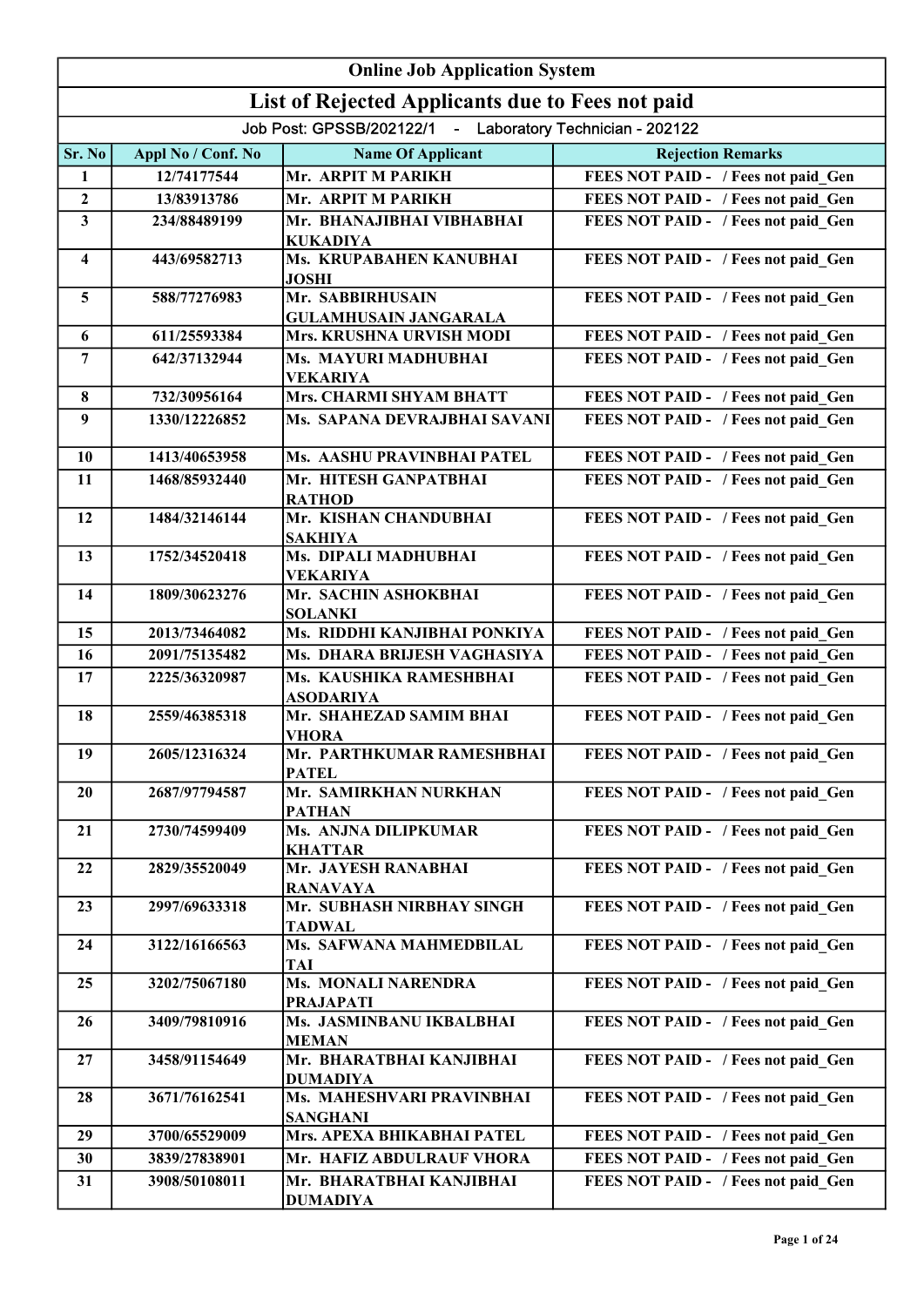# Online Job Application System

## List of Rejected Applicants due to Fees not paid

Job Post: GPSSB/202122/1 - Laboratory Technician - 202122

| Sr. No | Appl No / Conf. No | Name Of Applicant | Rejection Remarks |
|---|---|---|---|
| 1 | 12/74177544 | Mr. ARPIT M PARIKH | FEES NOT PAID - / Fees not paid_Gen |
| 2 | 13/83913786 | Mr. ARPIT M PARIKH | FEES NOT PAID - / Fees not paid_Gen |
| 3 | 234/88489199 | Mr. BHANAJIBHAI VIBHABHAI KUKADIYA | FEES NOT PAID - / Fees not paid_Gen |
| 4 | 443/69582713 | Ms. KRUPABAHEN KANUBHAI JOSHI | FEES NOT PAID - / Fees not paid_Gen |
| 5 | 588/77276983 | Mr. SABBIRHUSAIN GULAMHUSAIN JANGARALA | FEES NOT PAID - / Fees not paid_Gen |
| 6 | 611/25593384 | Mrs. KRUSHNA URVISH MODI | FEES NOT PAID - / Fees not paid_Gen |
| 7 | 642/37132944 | Ms. MAYURI MADHUBHAI VEKARIYA | FEES NOT PAID - / Fees not paid_Gen |
| 8 | 732/30956164 | Mrs. CHARMI SHYAM BHATT | FEES NOT PAID - / Fees not paid_Gen |
| 9 | 1330/12226852 | Ms. SAPANA DEVRAJBHAI SAVANI | FEES NOT PAID - / Fees not paid_Gen |
| 10 | 1413/40653958 | Ms. AASHU PRAVINBHAI PATEL | FEES NOT PAID - / Fees not paid_Gen |
| 11 | 1468/85932440 | Mr. HITESH GANPATBHAI RATHOD | FEES NOT PAID - / Fees not paid_Gen |
| 12 | 1484/32146144 | Mr. KISHAN CHANDUBHAI SAKHIYA | FEES NOT PAID - / Fees not paid_Gen |
| 13 | 1752/34520418 | Ms. DIPALI MADHUBHAI VEKARIYA | FEES NOT PAID - / Fees not paid_Gen |
| 14 | 1809/30623276 | Mr. SACHIN ASHOKBHAI SOLANKI | FEES NOT PAID - / Fees not paid_Gen |
| 15 | 2013/73464082 | Ms. RIDDHI KANJIBHAI PONKIYA | FEES NOT PAID - / Fees not paid_Gen |
| 16 | 2091/75135482 | Ms. DHARA BRIJESH VAGHASIYA | FEES NOT PAID - / Fees not paid_Gen |
| 17 | 2225/36320987 | Ms. KAUSHIKA RAMESHBHAI ASODARIYA | FEES NOT PAID - / Fees not paid_Gen |
| 18 | 2559/46385318 | Mr. SHAHEZAD SAMIM BHAI VHORA | FEES NOT PAID - / Fees not paid_Gen |
| 19 | 2605/12316324 | Mr. PARTHKUMAR RAMESHBHAI PATEL | FEES NOT PAID - / Fees not paid_Gen |
| 20 | 2687/97794587 | Mr. SAMIRKHAN NURKHAN PATHAN | FEES NOT PAID - / Fees not paid_Gen |
| 21 | 2730/74599409 | Ms. ANJNA DILIPKUMAR KHATTAR | FEES NOT PAID - / Fees not paid_Gen |
| 22 | 2829/35520049 | Mr. JAYESH RANABHAI RANAVAYA | FEES NOT PAID - / Fees not paid_Gen |
| 23 | 2997/69633318 | Mr. SUBHASH NIRBHAY SINGH TADWAL | FEES NOT PAID - / Fees not paid_Gen |
| 24 | 3122/16166563 | Ms. SAFWANA MAHMEDBILAL TAI | FEES NOT PAID - / Fees not paid_Gen |
| 25 | 3202/75067180 | Ms. MONALI NARENDRA PRAJAPATI | FEES NOT PAID - / Fees not paid_Gen |
| 26 | 3409/79810916 | Ms. JASMINBANU IKBALBHAI MEMAN | FEES NOT PAID - / Fees not paid_Gen |
| 27 | 3458/91154649 | Mr. BHARATBHAI KANJIBHAI DUMADIYA | FEES NOT PAID - / Fees not paid_Gen |
| 28 | 3671/76162541 | Ms. MAHESHVARI PRAVINBHAI SANGHANI | FEES NOT PAID - / Fees not paid_Gen |
| 29 | 3700/65529009 | Mrs. APEXA BHIKABHAI PATEL | FEES NOT PAID - / Fees not paid_Gen |
| 30 | 3839/27838901 | Mr. HAFIZ ABDULRAUF VHORA | FEES NOT PAID - / Fees not paid_Gen |
| 31 | 3908/50108011 | Mr. BHARATBHAI KANJIBHAI DUMADIYA | FEES NOT PAID - / Fees not paid_Gen |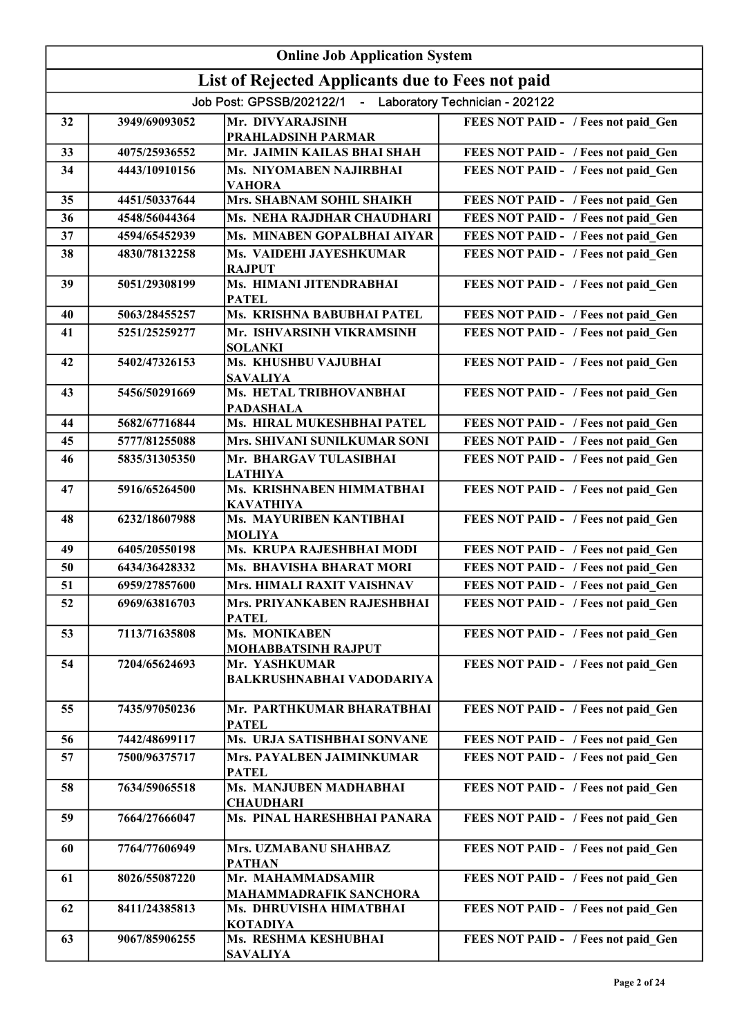# Online Job Application System

## List of Rejected Applicants due to Fees not paid

Job Post: GPSSB/202122/1 - Laboratory Technician - 202122

| | | | |
|---|---|---|---|
| 32 | 3949/69093052 | Mr. DIVYARAJSINH PRAHLADSINH PARMAR | FEES NOT PAID - / Fees not paid_Gen |
| 33 | 4075/25936552 | Mr. JAIMIN KAILAS BHAI SHAH | FEES NOT PAID - / Fees not paid_Gen |
| 34 | 4443/10910156 | Ms. NIYOMABEN NAJIRBHAI VAHORA | FEES NOT PAID - / Fees not paid_Gen |
| 35 | 4451/50337644 | Mrs. SHABNAM SOHIL SHAIKH | FEES NOT PAID - / Fees not paid_Gen |
| 36 | 4548/56044364 | Ms. NEHA RAJDHAR CHAUDHARI | FEES NOT PAID - / Fees not paid_Gen |
| 37 | 4594/65452939 | Ms. MINABEN GOPALBHAI AIYAR | FEES NOT PAID - / Fees not paid_Gen |
| 38 | 4830/78132258 | Ms. VAIDEHI JAYESHKUMAR RAJPUT | FEES NOT PAID - / Fees not paid_Gen |
| 39 | 5051/29308199 | Ms. HIMANI JITENDRABHAI PATEL | FEES NOT PAID - / Fees not paid_Gen |
| 40 | 5063/28455257 | Ms. KRISHNA BABUBHAI PATEL | FEES NOT PAID - / Fees not paid_Gen |
| 41 | 5251/25259277 | Mr. ISHVARSINH VIKRAMSINH SOLANKI | FEES NOT PAID - / Fees not paid_Gen |
| 42 | 5402/47326153 | Ms. KHUSHBU VAJUBHAI SAVALIYA | FEES NOT PAID - / Fees not paid_Gen |
| 43 | 5456/50291669 | Ms. HETAL TRIBHOVANBHAI PADASHALA | FEES NOT PAID - / Fees not paid_Gen |
| 44 | 5682/67716844 | Ms. HIRAL MUKESHBHAI PATEL | FEES NOT PAID - / Fees not paid_Gen |
| 45 | 5777/81255088 | Mrs. SHIVANI SUNILKUMAR SONI | FEES NOT PAID - / Fees not paid_Gen |
| 46 | 5835/31305350 | Mr. BHARGAV TULASIBHAI LATHIYA | FEES NOT PAID - / Fees not paid_Gen |
| 47 | 5916/65264500 | Ms. KRISHNABEN HIMMATBHAI KAVATHIYA | FEES NOT PAID - / Fees not paid_Gen |
| 48 | 6232/18607988 | Ms. MAYURIBEN KANTIBHAI MOLIYA | FEES NOT PAID - / Fees not paid_Gen |
| 49 | 6405/20550198 | Ms. KRUPA RAJESHBHAI MODI | FEES NOT PAID - / Fees not paid_Gen |
| 50 | 6434/36428332 | Ms. BHAVISHA BHARAT MORI | FEES NOT PAID - / Fees not paid_Gen |
| 51 | 6959/27857600 | Mrs. HIMALI RAXIT VAISHNAV | FEES NOT PAID - / Fees not paid_Gen |
| 52 | 6969/63816703 | Mrs. PRIYANKABEN RAJESHBHAI PATEL | FEES NOT PAID - / Fees not paid_Gen |
| 53 | 7113/71635808 | Ms. MONIKABEN MOHABBATSINH RAJPUT | FEES NOT PAID - / Fees not paid_Gen |
| 54 | 7204/65624693 | Mr. YASHKUMAR BALKRUSHNABHAI VADODARIYA | FEES NOT PAID - / Fees not paid_Gen |
| 55 | 7435/97050236 | Mr. PARTHKUMAR BHARATBHAI PATEL | FEES NOT PAID - / Fees not paid_Gen |
| 56 | 7442/48699117 | Ms. URJA SATISHBHAI SONVANE | FEES NOT PAID - / Fees not paid_Gen |
| 57 | 7500/96375717 | Mrs. PAYALBEN JAIMINKUMAR PATEL | FEES NOT PAID - / Fees not paid_Gen |
| 58 | 7634/59065518 | Ms. MANJUBEN MADHABHAI CHAUDHARI | FEES NOT PAID - / Fees not paid_Gen |
| 59 | 7664/27666047 | Ms. PINAL HARESHBHAI PANARA | FEES NOT PAID - / Fees not paid_Gen |
| 60 | 7764/77606949 | Mrs. UZMABANU SHAHBAZ PATHAN | FEES NOT PAID - / Fees not paid_Gen |
| 61 | 8026/55087220 | Mr. MAHAMMADSAMIR MAHAMMADRAFIK SANCHORA | FEES NOT PAID - / Fees not paid_Gen |
| 62 | 8411/24385813 | Ms. DHRUVISHA HIMATBHAI KOTADIYA | FEES NOT PAID - / Fees not paid_Gen |
| 63 | 9067/85906255 | Ms. RESHMA KESHUBHAI SAVALIYA | FEES NOT PAID - / Fees not paid_Gen |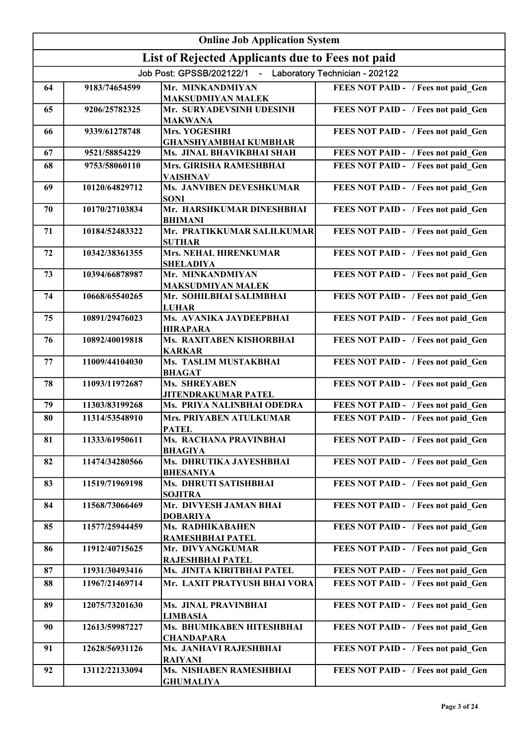| Online Job Application System | | | |
|---|---|---|---|
| **List of Rejected Applicants due to Fees not paid** | | | |
| Job Post: GPSSB/202122/1 - Laboratory Technician - 202122 | | | |
| 64 | 9183/74654599 | Mr. MINKANDMIYAN MAKSUDMIYAN MALEK | FEES NOT PAID - / Fees not paid_Gen |
| 65 | 9206/25782325 | Mr. SURYADEVSINH UDESINH MAKWANA | FEES NOT PAID - / Fees not paid_Gen |
| 66 | 9339/61278748 | Mrs. YOGESHRI GHANSHYAMBHAI KUMBHAR | FEES NOT PAID - / Fees not paid_Gen |
| 67 | 9521/58854229 | Ms. JINAL BHAVIKBHAI SHAH | FEES NOT PAID - / Fees not paid_Gen |
| 68 | 9753/58060110 | Mrs. GIRISHA RAMESHBHAI VAISHNAV | FEES NOT PAID - / Fees not paid_Gen |
| 69 | 10120/64829712 | Ms. JANVIBEN DEVESHKUMAR SONI | FEES NOT PAID - / Fees not paid_Gen |
| 70 | 10170/27103834 | Mr. HARSHKUMAR DINESHBHAI BHIMANI | FEES NOT PAID - / Fees not paid_Gen |
| 71 | 10184/52483322 | Mr. PRATIKKUMAR SALILKUMAR SUTHAR | FEES NOT PAID - / Fees not paid_Gen |
| 72 | 10342/38361355 | Mrs. NEHAL HIRENKUMAR SHELADIYA | FEES NOT PAID - / Fees not paid_Gen |
| 73 | 10394/66878987 | Mr. MINKANDMIYAN MAKSUDMIYAN MALEK | FEES NOT PAID - / Fees not paid_Gen |
| 74 | 10668/65540265 | Mr. SOHILBHAI SALIMBHAI LUHAR | FEES NOT PAID - / Fees not paid_Gen |
| 75 | 10891/29476023 | Ms. AVANIKA JAYDEEPBHAI HIRAPARA | FEES NOT PAID - / Fees not paid_Gen |
| 76 | 10892/40019818 | Ms. RAXITABEN KISHORBHAI KARKAR | FEES NOT PAID - / Fees not paid_Gen |
| 77 | 11009/44104030 | Ms. TASLIM MUSTAKBHAI BHAGAT | FEES NOT PAID - / Fees not paid_Gen |
| 78 | 11093/11972687 | Ms. SHREYABEN JITENDRAKUMAR PATEL | FEES NOT PAID - / Fees not paid_Gen |
| 79 | 11303/83199268 | Ms. PRIYA NALINBHAI ODEDRA | FEES NOT PAID - / Fees not paid_Gen |
| 80 | 11314/53548910 | Mrs. PRIYABEN ATULKUMAR PATEL | FEES NOT PAID - / Fees not paid_Gen |
| 81 | 11333/61950611 | Ms. RACHANA PRAVINBHAI BHAGIYA | FEES NOT PAID - / Fees not paid_Gen |
| 82 | 11474/34280566 | Ms. DHRUTIKA JAYESHBHAI BHESANIYA | FEES NOT PAID - / Fees not paid_Gen |
| 83 | 11519/71969198 | Ms. DHRUTI SATISHBHAI SOJITRA | FEES NOT PAID - / Fees not paid_Gen |
| 84 | 11568/73066469 | Mr. DIVYESH JAMAN BHAI DOBARIYA | FEES NOT PAID - / Fees not paid_Gen |
| 85 | 11577/25944459 | Ms. RADHIKABAHEN RAMESHBHAI PATEL | FEES NOT PAID - / Fees not paid_Gen |
| 86 | 11912/40715625 | Mr. DIVYANGKUMAR RAJESHBHAI PATEL | FEES NOT PAID - / Fees not paid_Gen |
| 87 | 11931/30493416 | Ms. JINITA KIRITBHAI PATEL | FEES NOT PAID - / Fees not paid_Gen |
| 88 | 11967/21469714 | Mr. LAXIT PRATYUSH BHAI VORA | FEES NOT PAID - / Fees not paid_Gen |
| 89 | 12075/73201630 | Ms. JINAL PRAVINBHAI LIMBASIA | FEES NOT PAID - / Fees not paid_Gen |
| 90 | 12613/59987227 | Ms. BHUMIKABEN HITESHBHAI CHANDAPARA | FEES NOT PAID - / Fees not paid_Gen |
| 91 | 12628/56931126 | Ms. JANHAVI RAJESHBHAI RAIYANI | FEES NOT PAID - / Fees not paid_Gen |
| 92 | 13112/22133094 | Ms. NISHABEN RAMESHBHAI GHUMALIYA | FEES NOT PAID - / Fees not paid_Gen |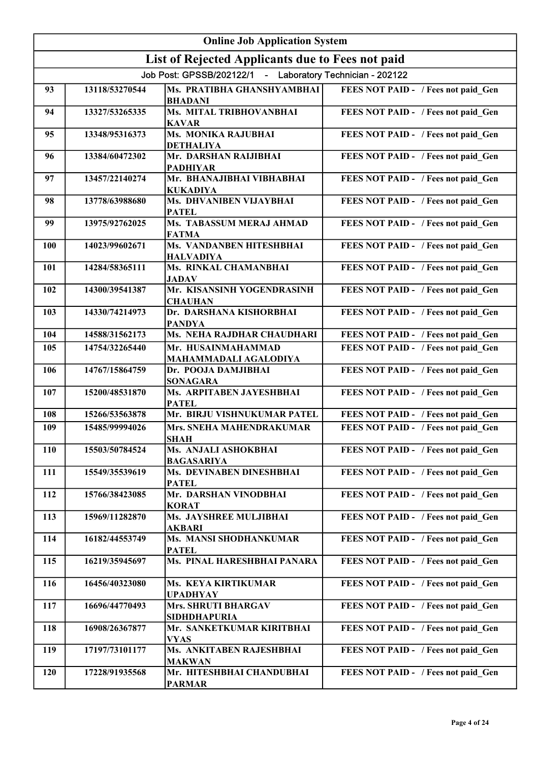| Online Job Application System | | | |
|---|---|---|---|
| **List of Rejected Applicants due to Fees not paid** | | | |
| Job Post: GPSSB/202122/1 - Laboratory Technician - 202122 | | | |
| 93 | 13118/53270544 | Ms. PRATIBHA GHANSHYAMBHAI BHADANI | FEES NOT PAID - / Fees not paid_Gen |
| 94 | 13327/53265335 | Ms. MITAL TRIBHOVANBHAI KAVAR | FEES NOT PAID - / Fees not paid_Gen |
| 95 | 13348/95316373 | Ms. MONIKA RAJUBHAI DETHALIYA | FEES NOT PAID - / Fees not paid_Gen |
| 96 | 13384/60472302 | Mr. DARSHAN RAIJIBHAI PADHIYAR | FEES NOT PAID - / Fees not paid_Gen |
| 97 | 13457/22140274 | Mr. BHANAJIBHAI VIBHABHAI KUKADIYA | FEES NOT PAID - / Fees not paid_Gen |
| 98 | 13778/63988680 | Ms. DHVANIBEN VIJAYBHAI PATEL | FEES NOT PAID - / Fees not paid_Gen |
| 99 | 13975/92762025 | Ms. TABASSUM MERAJ AHMAD FATMA | FEES NOT PAID - / Fees not paid_Gen |
| 100 | 14023/99602671 | Ms. VANDANBEN HITESHBHAI HALVADIYA | FEES NOT PAID - / Fees not paid_Gen |
| 101 | 14284/58365111 | Ms. RINKAL CHAMANBHAI JADAV | FEES NOT PAID - / Fees not paid_Gen |
| 102 | 14300/39541387 | Mr. KISANSINH YOGENDRASINH CHAUHAN | FEES NOT PAID - / Fees not paid_Gen |
| 103 | 14330/74214973 | Dr. DARSHANA KISHORBHAI PANDYA | FEES NOT PAID - / Fees not paid_Gen |
| 104 | 14588/31562173 | Ms. NEHA RAJDHAR CHAUDHARI | FEES NOT PAID - / Fees not paid_Gen |
| 105 | 14754/32265440 | Mr. HUSAINMAHAMMAD MAHAMMADALI AGALODIYA | FEES NOT PAID - / Fees not paid_Gen |
| 106 | 14767/15864759 | Dr. POOJA DAMJIBHAI SONAGARA | FEES NOT PAID - / Fees not paid_Gen |
| 107 | 15200/48531870 | Ms. ARPITABEN JAYESHBHAI PATEL | FEES NOT PAID - / Fees not paid_Gen |
| 108 | 15266/53563878 | Mr. BIRJU VISHNUKUMAR PATEL | FEES NOT PAID - / Fees not paid_Gen |
| 109 | 15485/99994026 | Mrs. SNEHA MAHENDRAKUMAR SHAH | FEES NOT PAID - / Fees not paid_Gen |
| 110 | 15503/50784524 | Ms. ANJALI ASHOKBHAI BAGASARIYA | FEES NOT PAID - / Fees not paid_Gen |
| 111 | 15549/35539619 | Ms. DEVINABEN DINESHBHAI PATEL | FEES NOT PAID - / Fees not paid_Gen |
| 112 | 15766/38423085 | Mr. DARSHAN VINODBHAI KORAT | FEES NOT PAID - / Fees not paid_Gen |
| 113 | 15969/11282870 | Ms. JAYSHREE MULJIBHAI AKBARI | FEES NOT PAID - / Fees not paid_Gen |
| 114 | 16182/44553749 | Ms. MANSI SHODHANKUMAR PATEL | FEES NOT PAID - / Fees not paid_Gen |
| 115 | 16219/35945697 | Ms. PINAL HARESHBHAI PANARA | FEES NOT PAID - / Fees not paid_Gen |
| 116 | 16456/40323080 | Ms. KEYA KIRTIKUMAR UPADHYAY | FEES NOT PAID - / Fees not paid_Gen |
| 117 | 16696/44770493 | Mrs. SHRUTI BHARGAV SIDHDHAPURIA | FEES NOT PAID - / Fees not paid_Gen |
| 118 | 16908/26367877 | Mr. SANKETKUMAR KIRITBHAI VYAS | FEES NOT PAID - / Fees not paid_Gen |
| 119 | 17197/73101177 | Ms. ANKITABEN RAJESHBHAI MAKWAN | FEES NOT PAID - / Fees not paid_Gen |
| 120 | 17228/91935568 | Mr. HITESHBHAI CHANDUBHAI PARMAR | FEES NOT PAID - / Fees not paid_Gen |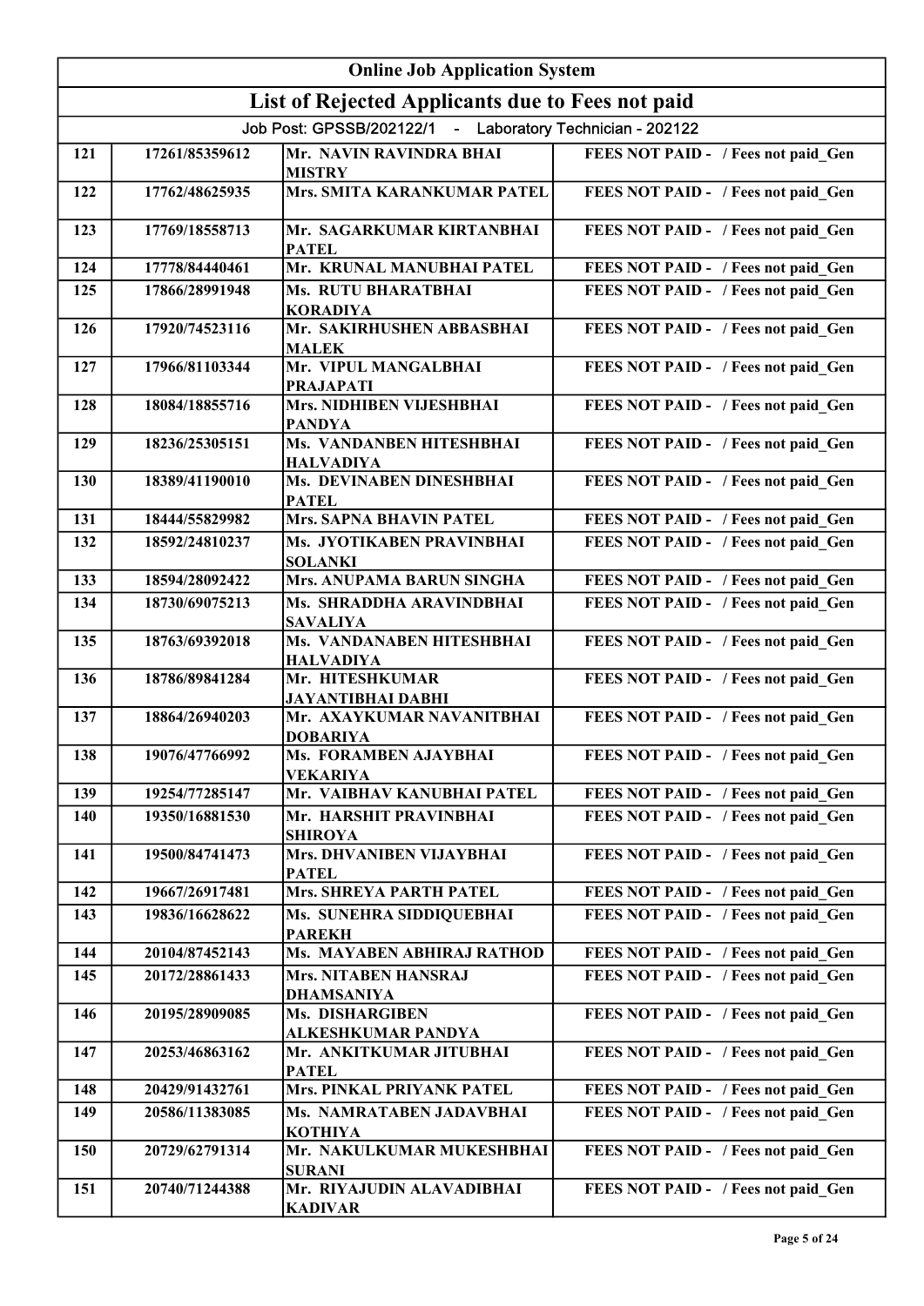| Online Job Application System | | | |
|---|---|---|---|
| **List of Rejected Applicants due to Fees not paid** | | | |
| Job Post: GPSSB/202122/1 - Laboratory Technician - 202122 | | | |
| 121 | 17261/85359612 | Mr. NAVIN RAVINDRA BHAI MISTRY | FEES NOT PAID - / Fees not paid_Gen |
| 122 | 17762/48625935 | Mrs. SMITA KARANKUMAR PATEL | FEES NOT PAID - / Fees not paid_Gen |
| 123 | 17769/18558713 | Mr. SAGARKUMAR KIRTANBHAI PATEL | FEES NOT PAID - / Fees not paid_Gen |
| 124 | 17778/84440461 | Mr. KRUNAL MANUBHAI PATEL | FEES NOT PAID - / Fees not paid_Gen |
| 125 | 17866/28991948 | Ms. RUTU BHARATBHAI KORADIYA | FEES NOT PAID - / Fees not paid_Gen |
| 126 | 17920/74523116 | Mr. SAKIRHUSHEN ABBASBHAI MALEK | FEES NOT PAID - / Fees not paid_Gen |
| 127 | 17966/81103344 | Mr. VIPUL MANGALBHAI PRAJAPATI | FEES NOT PAID - / Fees not paid_Gen |
| 128 | 18084/18855716 | Mrs. NIDHIBEN VIJESHBHAI PANDYA | FEES NOT PAID - / Fees not paid_Gen |
| 129 | 18236/25305151 | Ms. VANDANBEN HITESHBHAI HALVADIYA | FEES NOT PAID - / Fees not paid_Gen |
| 130 | 18389/41190010 | Ms. DEVINABEN DINESHBHAI PATEL | FEES NOT PAID - / Fees not paid_Gen |
| 131 | 18444/55829982 | Mrs. SAPNA BHAVIN PATEL | FEES NOT PAID - / Fees not paid_Gen |
| 132 | 18592/24810237 | Ms. JYOTIKABEN PRAVINBHAI SOLANKI | FEES NOT PAID - / Fees not paid_Gen |
| 133 | 18594/28092422 | Mrs. ANUPAMA BARUN SINGHA | FEES NOT PAID - / Fees not paid_Gen |
| 134 | 18730/69075213 | Ms. SHRADDHA ARAVINDBHAI SAVALIYA | FEES NOT PAID - / Fees not paid_Gen |
| 135 | 18763/69392018 | Ms. VANDANABEN HITESHBHAI HALVADIYA | FEES NOT PAID - / Fees not paid_Gen |
| 136 | 18786/89841284 | Mr. HITESHKUMAR JAYANTIBHAI DABHI | FEES NOT PAID - / Fees not paid_Gen |
| 137 | 18864/26940203 | Mr. AXAYKUMAR NAVANITBHAI DOBARIYA | FEES NOT PAID - / Fees not paid_Gen |
| 138 | 19076/47766992 | Ms. FORAMBEN AJAYBHAI VEKARIYA | FEES NOT PAID - / Fees not paid_Gen |
| 139 | 19254/77285147 | Mr. VAIBHAV KANUBHAI PATEL | FEES NOT PAID - / Fees not paid_Gen |
| 140 | 19350/16881530 | Mr. HARSHIT PRAVINBHAI SHIROYA | FEES NOT PAID - / Fees not paid_Gen |
| 141 | 19500/84741473 | Mrs. DHVANIBEN VIJAYBHAI PATEL | FEES NOT PAID - / Fees not paid_Gen |
| 142 | 19667/26917481 | Mrs. SHREYA PARTH PATEL | FEES NOT PAID - / Fees not paid_Gen |
| 143 | 19836/16628622 | Ms. SUNEHRA SIDDIQUEBHAI PAREKH | FEES NOT PAID - / Fees not paid_Gen |
| 144 | 20104/87452143 | Ms. MAYABEN ABHIRAJ RATHOD | FEES NOT PAID - / Fees not paid_Gen |
| 145 | 20172/28861433 | Mrs. NITABEN HANSRAJ DHAMSANIYA | FEES NOT PAID - / Fees not paid_Gen |
| 146 | 20195/28909085 | Ms. DISHARGIBEN ALKESHKUMAR PANDYA | FEES NOT PAID - / Fees not paid_Gen |
| 147 | 20253/46863162 | Mr. ANKITKUMAR JITUBHAI PATEL | FEES NOT PAID - / Fees not paid_Gen |
| 148 | 20429/91432761 | Mrs. PINKAL PRIYANK PATEL | FEES NOT PAID - / Fees not paid_Gen |
| 149 | 20586/11383085 | Ms. NAMRATABEN JADAVBHAI KOTHIYA | FEES NOT PAID - / Fees not paid_Gen |
| 150 | 20729/62791314 | Mr. NAKULKUMAR MUKESHBHAI SURANI | FEES NOT PAID - / Fees not paid_Gen |
| 151 | 20740/71244388 | Mr. RIYAJUDIN ALAVADIBHAI KADIVAR | FEES NOT PAID - / Fees not paid_Gen |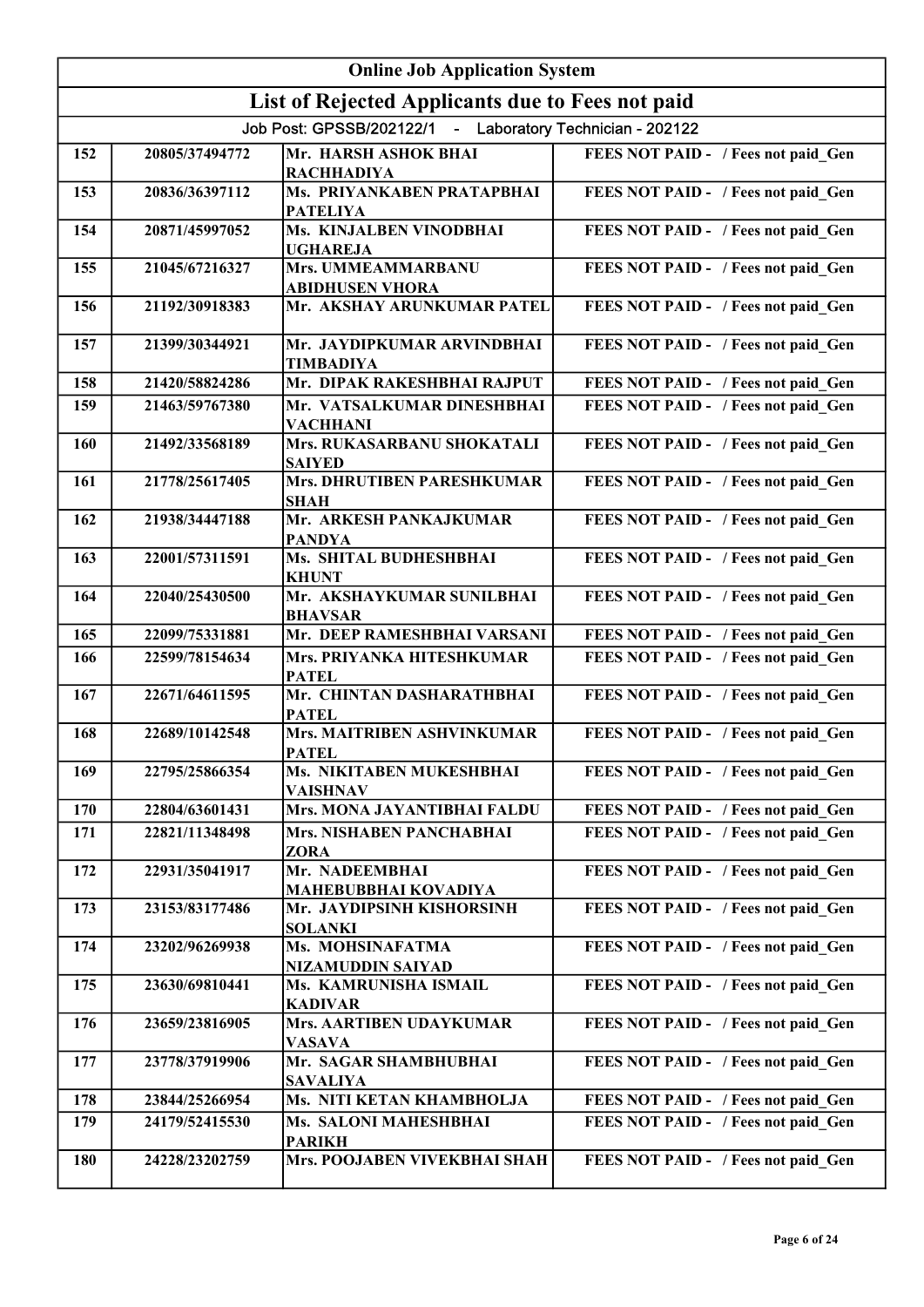| Online Job Application System | | | |
|---|---|---|---|
| List of Rejected Applicants due to Fees not paid | | | |
| Job Post: GPSSB/202122/1 - Laboratory Technician - 202122 | | | |
| 152 | 20805/37494772 | Mr. HARSH ASHOK BHAI RACHHADIYA | FEES NOT PAID - / Fees not paid_Gen |
| 153 | 20836/36397112 | Ms. PRIYANKABEN PRATAPBHAI PATELIYA | FEES NOT PAID - / Fees not paid_Gen |
| 154 | 20871/45997052 | Ms. KINJALBEN VINODBHAI UGHAREJA | FEES NOT PAID - / Fees not paid_Gen |
| 155 | 21045/67216327 | Mrs. UMMEAMMARBANU ABIDHUSEN VHORA | FEES NOT PAID - / Fees not paid_Gen |
| 156 | 21192/30918383 | Mr. AKSHAY ARUNKUMAR PATEL | FEES NOT PAID - / Fees not paid_Gen |
| 157 | 21399/30344921 | Mr. JAYDIPKUMAR ARVINDBHAI TIMBADIYA | FEES NOT PAID - / Fees not paid_Gen |
| 158 | 21420/58824286 | Mr. DIPAK RAKESHBHAI RAJPUT | FEES NOT PAID - / Fees not paid_Gen |
| 159 | 21463/59767380 | Mr. VATSALKUMAR DINESHBHAI VACHHANI | FEES NOT PAID - / Fees not paid_Gen |
| 160 | 21492/33568189 | Mrs. RUKASARBANU SHOKATALI SAIYED | FEES NOT PAID - / Fees not paid_Gen |
| 161 | 21778/25617405 | Mrs. DHRUTIBEN PARESHKUMAR SHAH | FEES NOT PAID - / Fees not paid_Gen |
| 162 | 21938/34447188 | Mr. ARKESH PANKAJKUMAR PANDYA | FEES NOT PAID - / Fees not paid_Gen |
| 163 | 22001/57311591 | Ms. SHITAL BUDHESHBHAI KHUNT | FEES NOT PAID - / Fees not paid_Gen |
| 164 | 22040/25430500 | Mr. AKSHAYKUMAR SUNILBHAI BHAVSAR | FEES NOT PAID - / Fees not paid_Gen |
| 165 | 22099/75331881 | Mr. DEEP RAMESHBHAI VARSANI | FEES NOT PAID - / Fees not paid_Gen |
| 166 | 22599/78154634 | Mrs. PRIYANKA HITESHKUMAR PATEL | FEES NOT PAID - / Fees not paid_Gen |
| 167 | 22671/64611595 | Mr. CHINTAN DASHARATHBHAI PATEL | FEES NOT PAID - / Fees not paid_Gen |
| 168 | 22689/10142548 | Mrs. MAITRIBEN ASHVINKUMAR PATEL | FEES NOT PAID - / Fees not paid_Gen |
| 169 | 22795/25866354 | Ms. NIKITABEN MUKESHBHAI VAISHNAV | FEES NOT PAID - / Fees not paid_Gen |
| 170 | 22804/63601431 | Mrs. MONA JAYANTIBHAI FALDU | FEES NOT PAID - / Fees not paid_Gen |
| 171 | 22821/11348498 | Mrs. NISHABEN PANCHABHAI ZORA | FEES NOT PAID - / Fees not paid_Gen |
| 172 | 22931/35041917 | Mr. NADEEMBHAI MAHEBUBBHAI KOVADIYA | FEES NOT PAID - / Fees not paid_Gen |
| 173 | 23153/83177486 | Mr. JAYDIPSINH KISHORSINH SOLANKI | FEES NOT PAID - / Fees not paid_Gen |
| 174 | 23202/96269938 | Ms. MOHSINAFATMA NIZAMUDDIN SAIYAD | FEES NOT PAID - / Fees not paid_Gen |
| 175 | 23630/69810441 | Ms. KAMRUNISHA ISMAIL KADIVAR | FEES NOT PAID - / Fees not paid_Gen |
| 176 | 23659/23816905 | Mrs. AARTIBEN UDAYKUMAR VASAVA | FEES NOT PAID - / Fees not paid_Gen |
| 177 | 23778/37919906 | Mr. SAGAR SHAMBHUBHAI SAVALIYA | FEES NOT PAID - / Fees not paid_Gen |
| 178 | 23844/25266954 | Ms. NITI KETAN KHAMBHOLJA | FEES NOT PAID - / Fees not paid_Gen |
| 179 | 24179/52415530 | Ms. SALONI MAHESHBHAI PARIKH | FEES NOT PAID - / Fees not paid_Gen |
| 180 | 24228/23202759 | Mrs. POOJABEN VIVEKBHAI SHAH | FEES NOT PAID - / Fees not paid_Gen |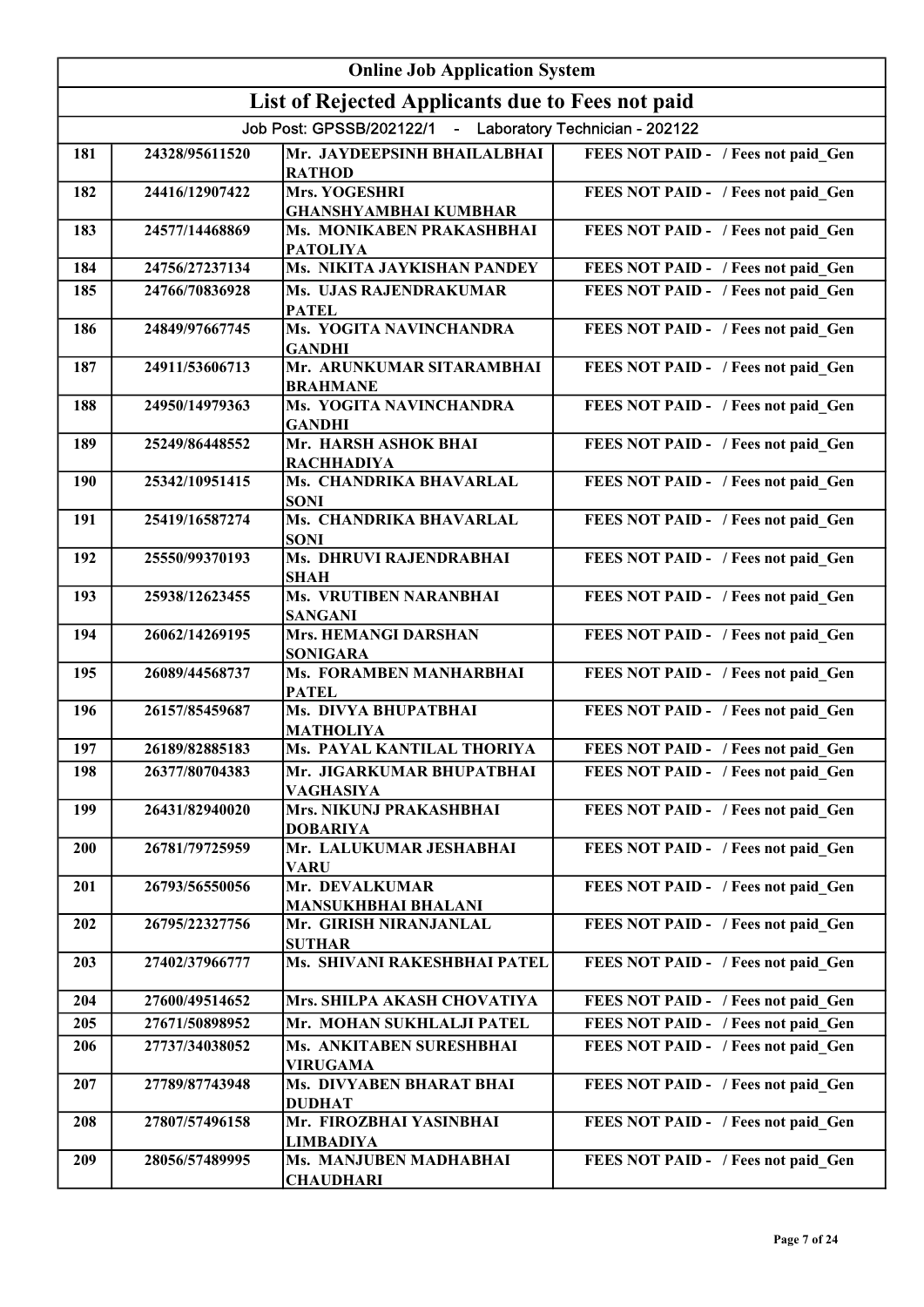| Online Job Application System | | | |
|---|---|---|---|
| List of Rejected Applicants due to Fees not paid | | | |
| Job Post: GPSSB/202122/1 - Laboratory Technician - 202122 | | | |
| 181 | 24328/95611520 | Mr. JAYDEEPSINH BHAILALBHAI RATHOD | FEES NOT PAID - / Fees not paid_Gen |
| 182 | 24416/12907422 | Mrs. YOGESHRI GHANSHYAMBHAI KUMBHAR | FEES NOT PAID - / Fees not paid_Gen |
| 183 | 24577/14468869 | Ms. MONIKABEN PRAKASHBHAI PATOLIYA | FEES NOT PAID - / Fees not paid_Gen |
| 184 | 24756/27237134 | Ms. NIKITA JAYKISHAN PANDEY | FEES NOT PAID - / Fees not paid_Gen |
| 185 | 24766/70836928 | Ms. UJAS RAJENDRAKUMAR PATEL | FEES NOT PAID - / Fees not paid_Gen |
| 186 | 24849/97667745 | Ms. YOGITA NAVINCHANDRA GANDHI | FEES NOT PAID - / Fees not paid_Gen |
| 187 | 24911/53606713 | Mr. ARUNKUMAR SITARAMBHAI BRAHMANE | FEES NOT PAID - / Fees not paid_Gen |
| 188 | 24950/14979363 | Ms. YOGITA NAVINCHANDRA GANDHI | FEES NOT PAID - / Fees not paid_Gen |
| 189 | 25249/86448552 | Mr. HARSH ASHOK BHAI RACHHADIYA | FEES NOT PAID - / Fees not paid_Gen |
| 190 | 25342/10951415 | Ms. CHANDRIKA BHAVARLAL SONI | FEES NOT PAID - / Fees not paid_Gen |
| 191 | 25419/16587274 | Ms. CHANDRIKA BHAVARLAL SONI | FEES NOT PAID - / Fees not paid_Gen |
| 192 | 25550/99370193 | Ms. DHRUVI RAJENDRABHAI SHAH | FEES NOT PAID - / Fees not paid_Gen |
| 193 | 25938/12623455 | Ms. VRUTIBEN NARANBHAI SANGANI | FEES NOT PAID - / Fees not paid_Gen |
| 194 | 26062/14269195 | Mrs. HEMANGI DARSHAN SONIGARA | FEES NOT PAID - / Fees not paid_Gen |
| 195 | 26089/44568737 | Ms. FORAMBEN MANHARBHAI PATEL | FEES NOT PAID - / Fees not paid_Gen |
| 196 | 26157/85459687 | Ms. DIVYA BHUPATBHAI MATHOLIYA | FEES NOT PAID - / Fees not paid_Gen |
| 197 | 26189/82885183 | Ms. PAYAL KANTILAL THORIYA | FEES NOT PAID - / Fees not paid_Gen |
| 198 | 26377/80704383 | Mr. JIGARKUMAR BHUPATBHAI VAGHASIYA | FEES NOT PAID - / Fees not paid_Gen |
| 199 | 26431/82940020 | Mrs. NIKUNJ PRAKASHBHAI DOBARIYA | FEES NOT PAID - / Fees not paid_Gen |
| 200 | 26781/79725959 | Mr. LALUKUMAR JESHABHAI VARU | FEES NOT PAID - / Fees not paid_Gen |
| 201 | 26793/56550056 | Mr. DEVALKUMAR MANSUKHBHAI BHALANI | FEES NOT PAID - / Fees not paid_Gen |
| 202 | 26795/22327756 | Mr. GIRISH NIRANJANLAL SUTHAR | FEES NOT PAID - / Fees not paid_Gen |
| 203 | 27402/37966777 | Ms. SHIVANI RAKESHBHAI PATEL | FEES NOT PAID - / Fees not paid_Gen |
| 204 | 27600/49514652 | Mrs. SHILPA AKASH CHOVATIYA | FEES NOT PAID - / Fees not paid_Gen |
| 205 | 27671/50898952 | Mr. MOHAN SUKHLALJI PATEL | FEES NOT PAID - / Fees not paid_Gen |
| 206 | 27737/34038052 | Ms. ANKITABEN SURESHBHAI VIRUGAMA | FEES NOT PAID - / Fees not paid_Gen |
| 207 | 27789/87743948 | Ms. DIVYABEN BHARAT BHAI DUDHAT | FEES NOT PAID - / Fees not paid_Gen |
| 208 | 27807/57496158 | Mr. FIROZBHAI YASINBHAI LIMBADIYA | FEES NOT PAID - / Fees not paid_Gen |
| 209 | 28056/57489995 | Ms. MANJUBEN MADHABHAI CHAUDHARI | FEES NOT PAID - / Fees not paid_Gen |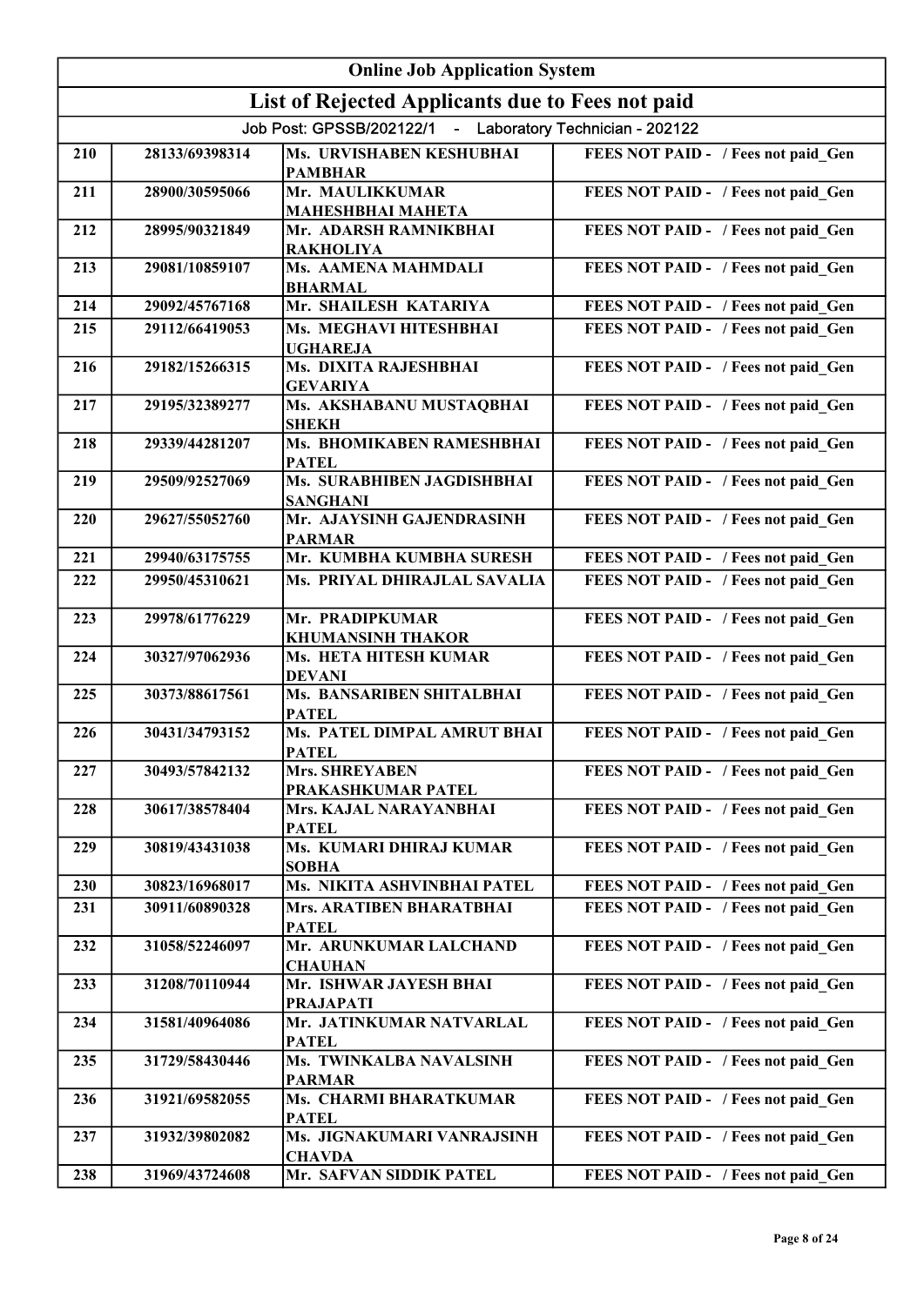| Online Job Application System | | | |
|---|---|---|---|
| **List of Rejected Applicants due to Fees not paid** | | | |
| Job Post: GPSSB/202122/1 - Laboratory Technician - 202122 | | | |
| 210 | 28133/69398314 | Ms. URVISHABEN KESHUBHAI PAMBHAR | FEES NOT PAID - / Fees not paid_Gen |
| 211 | 28900/30595066 | Mr. MAULIKKUMAR MAHESHBHAI MAHETA | FEES NOT PAID - / Fees not paid_Gen |
| 212 | 28995/90321849 | Mr. ADARSH RAMNIKBHAI RAKHOLIYA | FEES NOT PAID - / Fees not paid_Gen |
| 213 | 29081/10859107 | Ms. AAMENA MAHMDALI BHARMAL | FEES NOT PAID - / Fees not paid_Gen |
| 214 | 29092/45767168 | Mr. SHAILESH KATARIYA | FEES NOT PAID - / Fees not paid_Gen |
| 215 | 29112/66419053 | Ms. MEGHAVI HITESHBHAI UGHAREJA | FEES NOT PAID - / Fees not paid_Gen |
| 216 | 29182/15266315 | Ms. DIXITA RAJESHBHAI GEVARIYA | FEES NOT PAID - / Fees not paid_Gen |
| 217 | 29195/32389277 | Ms. AKSHABANU MUSTAQBHAI SHEKH | FEES NOT PAID - / Fees not paid_Gen |
| 218 | 29339/44281207 | Ms. BHOMIKABEN RAMESHBHAI PATEL | FEES NOT PAID - / Fees not paid_Gen |
| 219 | 29509/92527069 | Ms. SURABHIBEN JAGDISHBHAI SANGHANI | FEES NOT PAID - / Fees not paid_Gen |
| 220 | 29627/55052760 | Mr. AJAYSINH GAJENDRASINH PARMAR | FEES NOT PAID - / Fees not paid_Gen |
| 221 | 29940/63175755 | Mr. KUMBHA KUMBHA SURESH | FEES NOT PAID - / Fees not paid_Gen |
| 222 | 29950/45310621 | Ms. PRIYAL DHIRAJLAL SAVALIA | FEES NOT PAID - / Fees not paid_Gen |
| 223 | 29978/61776229 | Mr. PRADIPKUMAR KHUMANSINH THAKOR | FEES NOT PAID - / Fees not paid_Gen |
| 224 | 30327/97062936 | Ms. HETA HITESH KUMAR DEVANI | FEES NOT PAID - / Fees not paid_Gen |
| 225 | 30373/88617561 | Ms. BANSARIBEN SHITALBHAI PATEL | FEES NOT PAID - / Fees not paid_Gen |
| 226 | 30431/34793152 | Ms. PATEL DIMPAL AMRUT BHAI PATEL | FEES NOT PAID - / Fees not paid_Gen |
| 227 | 30493/57842132 | Mrs. SHREYABEN PRAKASHKUMAR PATEL | FEES NOT PAID - / Fees not paid_Gen |
| 228 | 30617/38578404 | Mrs. KAJAL NARAYANBHAI PATEL | FEES NOT PAID - / Fees not paid_Gen |
| 229 | 30819/43431038 | Ms. KUMARI DHIRAJ KUMAR SOBHA | FEES NOT PAID - / Fees not paid_Gen |
| 230 | 30823/16968017 | Ms. NIKITA ASHVINBHAI PATEL | FEES NOT PAID - / Fees not paid_Gen |
| 231 | 30911/60890328 | Mrs. ARATIBEN BHARATBHAI PATEL | FEES NOT PAID - / Fees not paid_Gen |
| 232 | 31058/52246097 | Mr. ARUNKUMAR LALCHAND CHAUHAN | FEES NOT PAID - / Fees not paid_Gen |
| 233 | 31208/70110944 | Mr. ISHWAR JAYESH BHAI PRAJAPATI | FEES NOT PAID - / Fees not paid_Gen |
| 234 | 31581/40964086 | Mr. JATINKUMAR NATVARLAL PATEL | FEES NOT PAID - / Fees not paid_Gen |
| 235 | 31729/58430446 | Ms. TWINKALBA NAVALSINH PARMAR | FEES NOT PAID - / Fees not paid_Gen |
| 236 | 31921/69582055 | Ms. CHARMI BHARATKUMAR PATEL | FEES NOT PAID - / Fees not paid_Gen |
| 237 | 31932/39802082 | Ms. JIGNAKUMARI VANRAJSINH CHAVDA | FEES NOT PAID - / Fees not paid_Gen |
| 238 | 31969/43724608 | Mr. SAFVAN SIDDIK PATEL | FEES NOT PAID - / Fees not paid_Gen |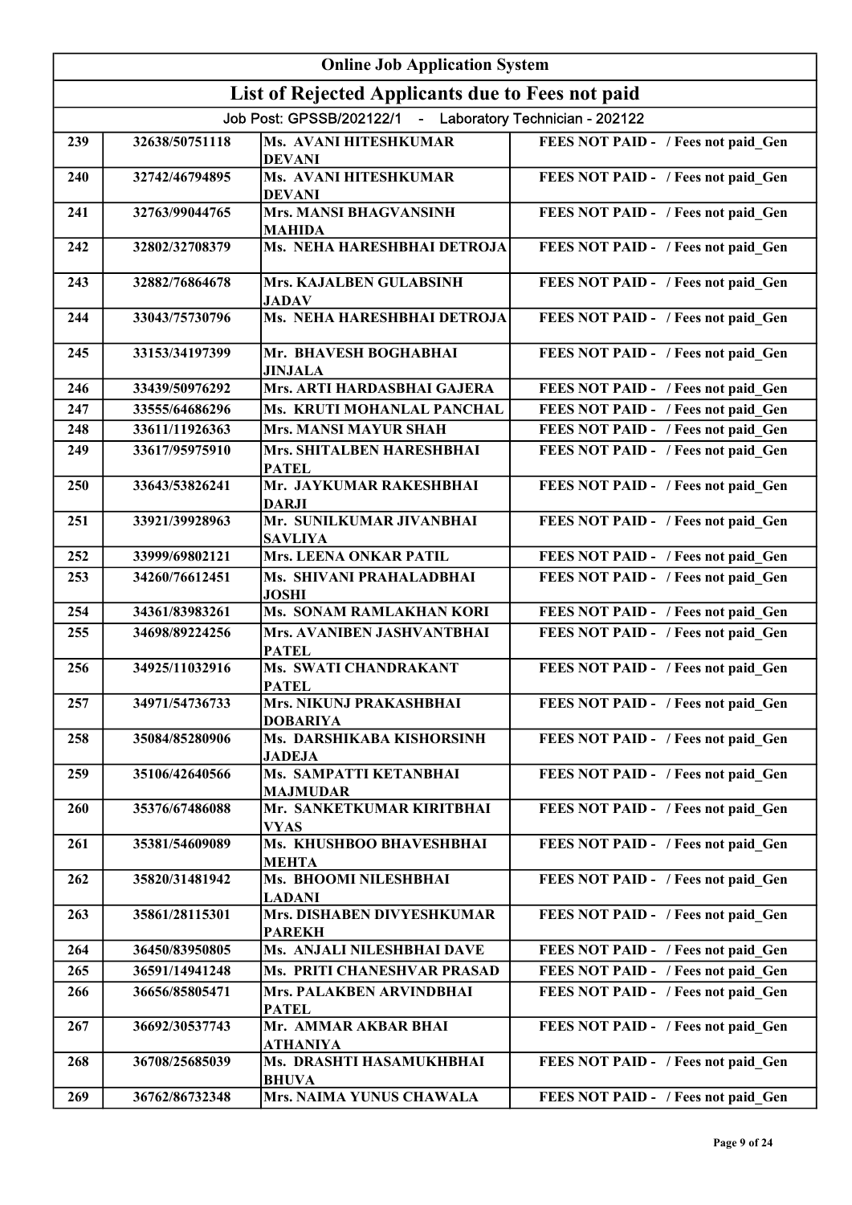# Online Job Application System

## List of Rejected Applicants due to Fees not paid

Job Post: GPSSB/202122/1 - Laboratory Technician - 202122

| | | | |
|---|---|---|---|
| 239 | 32638/50751118 | Ms. AVANI HITESHKUMAR DEVANI | FEES NOT PAID - / Fees not paid_Gen |
| 240 | 32742/46794895 | Ms. AVANI HITESHKUMAR DEVANI | FEES NOT PAID - / Fees not paid_Gen |
| 241 | 32763/99044765 | Mrs. MANSI BHAGVANSINH MAHIDA | FEES NOT PAID - / Fees not paid_Gen |
| 242 | 32802/32708379 | Ms. NEHA HARESHBHAI DETROJA | FEES NOT PAID - / Fees not paid_Gen |
| 243 | 32882/76864678 | Mrs. KAJALBEN GULABSINH JADAV | FEES NOT PAID - / Fees not paid_Gen |
| 244 | 33043/75730796 | Ms. NEHA HARESHBHAI DETROJA | FEES NOT PAID - / Fees not paid_Gen |
| 245 | 33153/34197399 | Mr. BHAVESH BOGHABHAI JINJALA | FEES NOT PAID - / Fees not paid_Gen |
| 246 | 33439/50976292 | Mrs. ARTI HARDASBHAI GAJERA | FEES NOT PAID - / Fees not paid_Gen |
| 247 | 33555/64686296 | Ms. KRUTI MOHANLAL PANCHAL | FEES NOT PAID - / Fees not paid_Gen |
| 248 | 33611/11926363 | Mrs. MANSI MAYUR SHAH | FEES NOT PAID - / Fees not paid_Gen |
| 249 | 33617/95975910 | Mrs. SHITALBEN HARESHBHAI PATEL | FEES NOT PAID - / Fees not paid_Gen |
| 250 | 33643/53826241 | Mr. JAYKUMAR RAKESHBHAI DARJI | FEES NOT PAID - / Fees not paid_Gen |
| 251 | 33921/39928963 | Mr. SUNILKUMAR JIVANBHAI SAVLIYA | FEES NOT PAID - / Fees not paid_Gen |
| 252 | 33999/69802121 | Mrs. LEENA ONKAR PATIL | FEES NOT PAID - / Fees not paid_Gen |
| 253 | 34260/76612451 | Ms. SHIVANI PRAHALADBHAI JOSHI | FEES NOT PAID - / Fees not paid_Gen |
| 254 | 34361/83983261 | Ms. SONAM RAMLAKHAN KORI | FEES NOT PAID - / Fees not paid_Gen |
| 255 | 34698/89224256 | Mrs. AVANIBEN JASHVANTBHAI PATEL | FEES NOT PAID - / Fees not paid_Gen |
| 256 | 34925/11032916 | Ms. SWATI CHANDRAKANT PATEL | FEES NOT PAID - / Fees not paid_Gen |
| 257 | 34971/54736733 | Mrs. NIKUNJ PRAKASHBHAI DOBARIYA | FEES NOT PAID - / Fees not paid_Gen |
| 258 | 35084/85280906 | Ms. DARSHIKABA KISHORSINH JADEJA | FEES NOT PAID - / Fees not paid_Gen |
| 259 | 35106/42640566 | Ms. SAMPATTI KETANBHAI MAJMUDAR | FEES NOT PAID - / Fees not paid_Gen |
| 260 | 35376/67486088 | Mr. SANKETKUMAR KIRITBHAI VYAS | FEES NOT PAID - / Fees not paid_Gen |
| 261 | 35381/54609089 | Ms. KHUSHBOO BHAVESHBHAI MEHTA | FEES NOT PAID - / Fees not paid_Gen |
| 262 | 35820/31481942 | Ms. BHOOMI NILESHBHAI LADANI | FEES NOT PAID - / Fees not paid_Gen |
| 263 | 35861/28115301 | Mrs. DISHABEN DIVYESHKUMAR PAREKH | FEES NOT PAID - / Fees not paid_Gen |
| 264 | 36450/83950805 | Ms. ANJALI NILESHBHAI DAVE | FEES NOT PAID - / Fees not paid_Gen |
| 265 | 36591/14941248 | Ms. PRITI CHANESHVAR PRASAD | FEES NOT PAID - / Fees not paid_Gen |
| 266 | 36656/85805471 | Mrs. PALAKBEN ARVINDBHAI PATEL | FEES NOT PAID - / Fees not paid_Gen |
| 267 | 36692/30537743 | Mr. AMMAR AKBAR BHAI ATHANIYA | FEES NOT PAID - / Fees not paid_Gen |
| 268 | 36708/25685039 | Ms. DRASHTI HASAMUKHBHAI BHUVA | FEES NOT PAID - / Fees not paid_Gen |
| 269 | 36762/86732348 | Mrs. NAIMA YUNUS CHAWALA | FEES NOT PAID - / Fees not paid_Gen |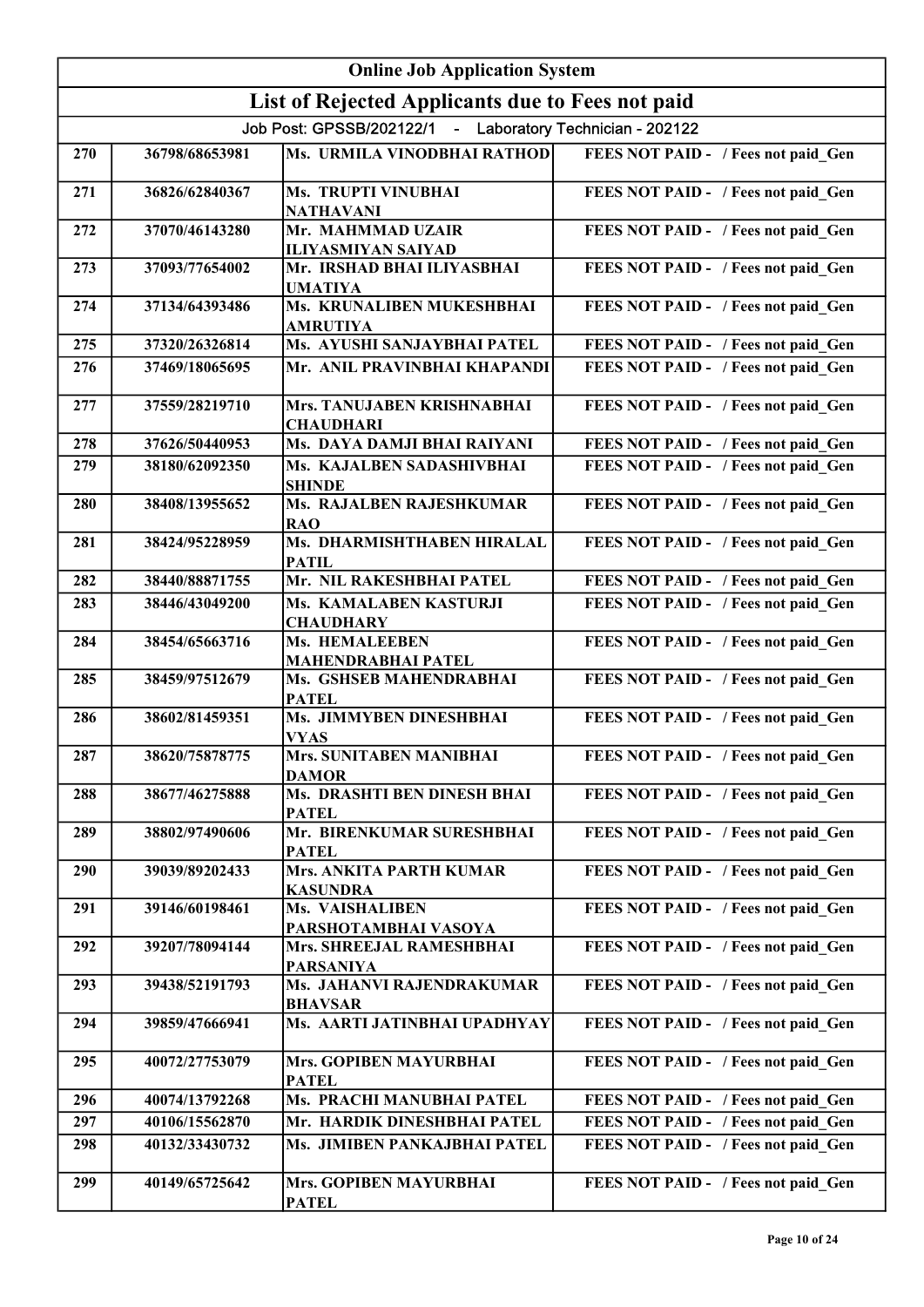# Online Job Application System

## List of Rejected Applicants due to Fees not paid

Job Post: GPSSB/202122/1 - Laboratory Technician - 202122

| | | | |
|---|---|---|---|
| 270 | 36798/68653981 | Ms. URMILA VINODBHAI RATHOD | FEES NOT PAID - / Fees not paid_Gen |
| 271 | 36826/62840367 | Ms. TRUPTI VINUBHAI NATHAVANI | FEES NOT PAID - / Fees not paid_Gen |
| 272 | 37070/46143280 | Mr. MAHMMAD UZAIR ILIYASMIYAN SAIYAD | FEES NOT PAID - / Fees not paid_Gen |
| 273 | 37093/77654002 | Mr. IRSHAD BHAI ILIYASBHAI UMATIYA | FEES NOT PAID - / Fees not paid_Gen |
| 274 | 37134/64393486 | Ms. KRUNALIBEN MUKESHBHAI AMRUTIYA | FEES NOT PAID - / Fees not paid_Gen |
| 275 | 37320/26326814 | Ms. AYUSHI SANJAYBHAI PATEL | FEES NOT PAID - / Fees not paid_Gen |
| 276 | 37469/18065695 | Mr. ANIL PRAVINBHAI KHAPANDI | FEES NOT PAID - / Fees not paid_Gen |
| 277 | 37559/28219710 | Mrs. TANUJABEN KRISHNABHAI CHAUDHARI | FEES NOT PAID - / Fees not paid_Gen |
| 278 | 37626/50440953 | Ms. DAYA DAMJI BHAI RAIYANI | FEES NOT PAID - / Fees not paid_Gen |
| 279 | 38180/62092350 | Ms. KAJALBEN SADASHIVBHAI SHINDE | FEES NOT PAID - / Fees not paid_Gen |
| 280 | 38408/13955652 | Ms. RAJALBEN RAJESHKUMAR RAO | FEES NOT PAID - / Fees not paid_Gen |
| 281 | 38424/95228959 | Ms. DHARMISHTHABEN HIRALAL PATIL | FEES NOT PAID - / Fees not paid_Gen |
| 282 | 38440/88871755 | Mr. NIL RAKESHBHAI PATEL | FEES NOT PAID - / Fees not paid_Gen |
| 283 | 38446/43049200 | Ms. KAMALABEN KASTURJI CHAUDHARY | FEES NOT PAID - / Fees not paid_Gen |
| 284 | 38454/65663716 | Ms. HEMALEEBEN MAHENDRABHAI PATEL | FEES NOT PAID - / Fees not paid_Gen |
| 285 | 38459/97512679 | Ms. GSHSEB MAHENDRABHAI PATEL | FEES NOT PAID - / Fees not paid_Gen |
| 286 | 38602/81459351 | Ms. JIMMYBEN DINESHBHAI VYAS | FEES NOT PAID - / Fees not paid_Gen |
| 287 | 38620/75878775 | Mrs. SUNITABEN MANIBHAI DAMOR | FEES NOT PAID - / Fees not paid_Gen |
| 288 | 38677/46275888 | Ms. DRASHTI BEN DINESH BHAI PATEL | FEES NOT PAID - / Fees not paid_Gen |
| 289 | 38802/97490606 | Mr. BIRENKUMAR SURESHBHAI PATEL | FEES NOT PAID - / Fees not paid_Gen |
| 290 | 39039/89202433 | Mrs. ANKITA PARTH KUMAR KASUNDRA | FEES NOT PAID - / Fees not paid_Gen |
| 291 | 39146/60198461 | Ms. VAISHALIBEN PARSHOTAMBHAI VASOYA | FEES NOT PAID - / Fees not paid_Gen |
| 292 | 39207/78094144 | Mrs. SHREEJAL RAMESHBHAI PARSANIYA | FEES NOT PAID - / Fees not paid_Gen |
| 293 | 39438/52191793 | Ms. JAHANVI RAJENDRAKUMAR BHAVSAR | FEES NOT PAID - / Fees not paid_Gen |
| 294 | 39859/47666941 | Ms. AARTI JATINBHAI UPADHYAY | FEES NOT PAID - / Fees not paid_Gen |
| 295 | 40072/27753079 | Mrs. GOPIBEN MAYURBHAI PATEL | FEES NOT PAID - / Fees not paid_Gen |
| 296 | 40074/13792268 | Ms. PRACHI MANUBHAI PATEL | FEES NOT PAID - / Fees not paid_Gen |
| 297 | 40106/15562870 | Mr. HARDIK DINESHBHAI PATEL | FEES NOT PAID - / Fees not paid_Gen |
| 298 | 40132/33430732 | Ms. JIMIBEN PANKAJBHAI PATEL | FEES NOT PAID - / Fees not paid_Gen |
| 299 | 40149/65725642 | Mrs. GOPIBEN MAYURBHAI PATEL | FEES NOT PAID - / Fees not paid_Gen |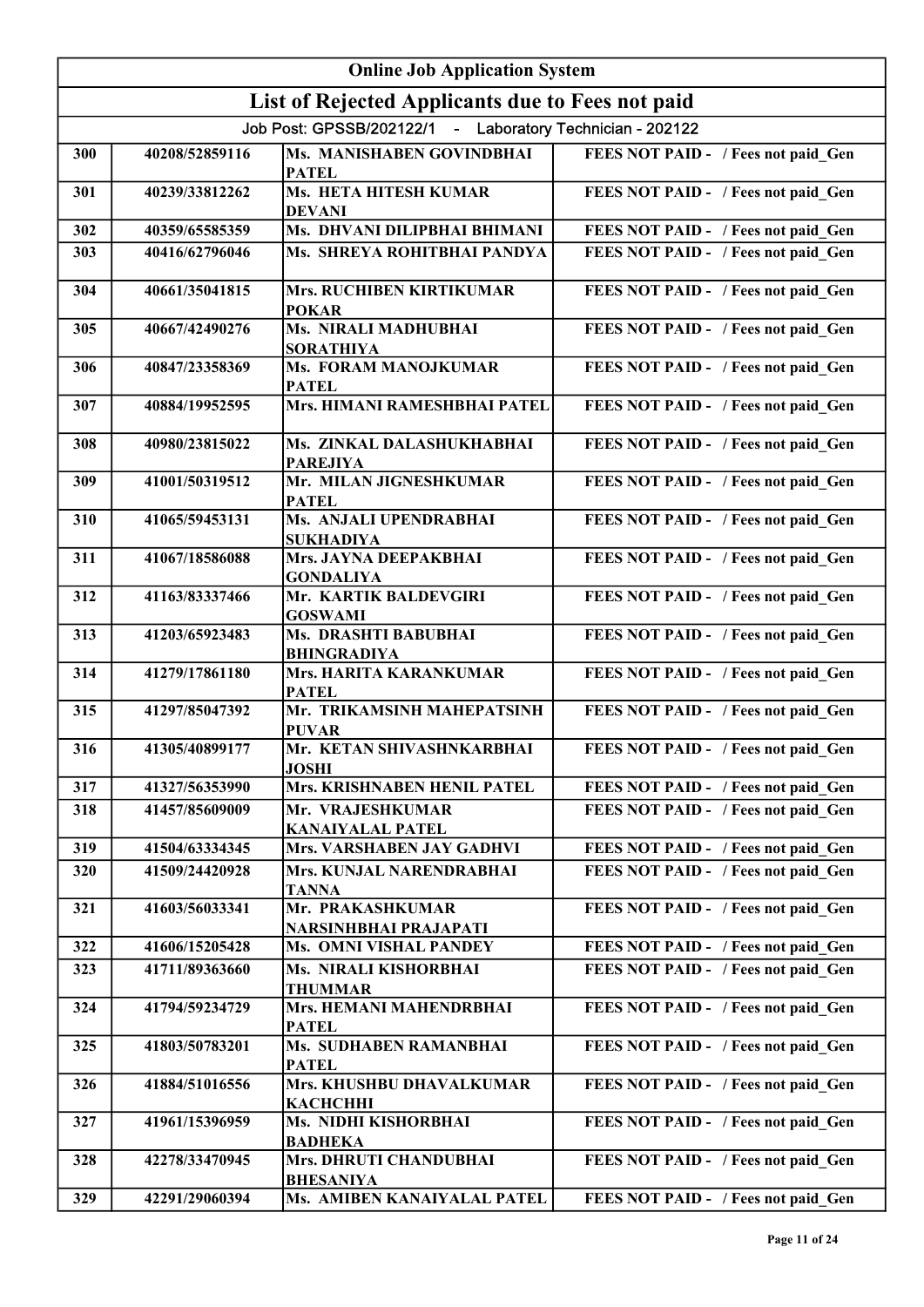# Online Job Application System

## List of Rejected Applicants due to Fees not paid

Job Post: GPSSB/202122/1 - Laboratory Technician - 202122

| | | | |
|---|---|---|---|
| 300 | 40208/52859116 | Ms. MANISHABEN GOVINDBHAI PATEL | FEES NOT PAID - / Fees not paid_Gen |
| 301 | 40239/33812262 | Ms. HETA HITESH KUMAR DEVANI | FEES NOT PAID - / Fees not paid_Gen |
| 302 | 40359/65585359 | Ms. DHVANI DILIPBHAI BHIMANI | FEES NOT PAID - / Fees not paid_Gen |
| 303 | 40416/62796046 | Ms. SHREYA ROHITBHAI PANDYA | FEES NOT PAID - / Fees not paid_Gen |
| 304 | 40661/35041815 | Mrs. RUCHIBEN KIRTIKUMAR POKAR | FEES NOT PAID - / Fees not paid_Gen |
| 305 | 40667/42490276 | Ms. NIRALI MADHUBHAI SORATHIYA | FEES NOT PAID - / Fees not paid_Gen |
| 306 | 40847/23358369 | Ms. FORAM MANOJKUMAR PATEL | FEES NOT PAID - / Fees not paid_Gen |
| 307 | 40884/19952595 | Mrs. HIMANI RAMESHBHAI PATEL | FEES NOT PAID - / Fees not paid_Gen |
| 308 | 40980/23815022 | Ms. ZINKAL DALASHUKHABHAI PAREJIYA | FEES NOT PAID - / Fees not paid_Gen |
| 309 | 41001/50319512 | Mr. MILAN JIGNESHKUMAR PATEL | FEES NOT PAID - / Fees not paid_Gen |
| 310 | 41065/59453131 | Ms. ANJALI UPENDRABHAI SUKHADIYA | FEES NOT PAID - / Fees not paid_Gen |
| 311 | 41067/18586088 | Mrs. JAYNA DEEPAKBHAI GONDALIYA | FEES NOT PAID - / Fees not paid_Gen |
| 312 | 41163/83337466 | Mr. KARTIK BALDEVGIRI GOSWAMI | FEES NOT PAID - / Fees not paid_Gen |
| 313 | 41203/65923483 | Ms. DRASHTI BABUBHAI BHINGRADIYA | FEES NOT PAID - / Fees not paid_Gen |
| 314 | 41279/17861180 | Mrs. HARITA KARANKUMAR PATEL | FEES NOT PAID - / Fees not paid_Gen |
| 315 | 41297/85047392 | Mr. TRIKAMSINH MAHEPATSINH PUVAR | FEES NOT PAID - / Fees not paid_Gen |
| 316 | 41305/40899177 | Mr. KETAN SHIVASHNKARBHAI JOSHI | FEES NOT PAID - / Fees not paid_Gen |
| 317 | 41327/56353990 | Mrs. KRISHNABEN HENIL PATEL | FEES NOT PAID - / Fees not paid_Gen |
| 318 | 41457/85609009 | Mr. VRAJESHKUMAR KANAIYALAL PATEL | FEES NOT PAID - / Fees not paid_Gen |
| 319 | 41504/63334345 | Mrs. VARSHABEN JAY GADHVI | FEES NOT PAID - / Fees not paid_Gen |
| 320 | 41509/24420928 | Mrs. KUNJAL NARENDRABHAI TANNA | FEES NOT PAID - / Fees not paid_Gen |
| 321 | 41603/56033341 | Mr. PRAKASHKUMAR NARSINHBHAI PRAJAPATI | FEES NOT PAID - / Fees not paid_Gen |
| 322 | 41606/15205428 | Ms. OMNI VISHAL PANDEY | FEES NOT PAID - / Fees not paid_Gen |
| 323 | 41711/89363660 | Ms. NIRALI KISHORBHAI THUMMAR | FEES NOT PAID - / Fees not paid_Gen |
| 324 | 41794/59234729 | Mrs. HEMANI MAHENDRBHAI PATEL | FEES NOT PAID - / Fees not paid_Gen |
| 325 | 41803/50783201 | Ms. SUDHABEN RAMANBHAI PATEL | FEES NOT PAID - / Fees not paid_Gen |
| 326 | 41884/51016556 | Mrs. KHUSHBU DHAVALKUMAR KACHCHHI | FEES NOT PAID - / Fees not paid_Gen |
| 327 | 41961/15396959 | Ms. NIDHI KISHORBHAI BADHEKA | FEES NOT PAID - / Fees not paid_Gen |
| 328 | 42278/33470945 | Mrs. DHRUTI CHANDUBHAI BHESANIYA | FEES NOT PAID - / Fees not paid_Gen |
| 329 | 42291/29060394 | Ms. AMIBEN KANAIYALAL PATEL | FEES NOT PAID - / Fees not paid_Gen |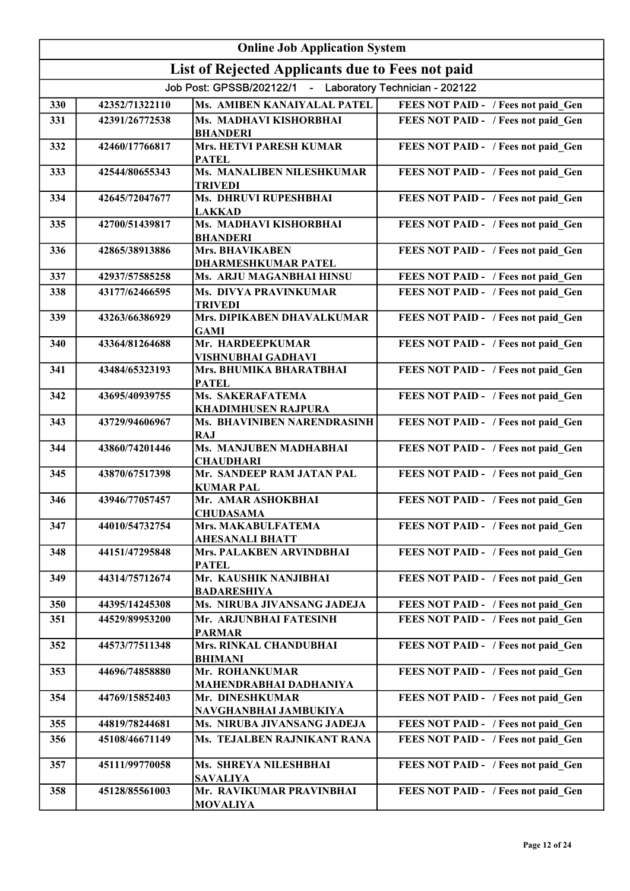| Online Job Application System | | | |
|---|---|---|---|
| List of Rejected Applicants due to Fees not paid | | | |
| Job Post: GPSSB/202122/1 - Laboratory Technician - 202122 | | | |
| 330 | 42352/71322110 | Ms. AMIBEN KANAIYALAL PATEL | FEES NOT PAID - / Fees not paid_Gen |
| 331 | 42391/26772538 | Ms. MADHAVI KISHORBHAI BHANDERI | FEES NOT PAID - / Fees not paid_Gen |
| 332 | 42460/17766817 | Mrs. HETVI PARESH KUMAR PATEL | FEES NOT PAID - / Fees not paid_Gen |
| 333 | 42544/80655343 | Ms. MANALIBEN NILESHKUMAR TRIVEDI | FEES NOT PAID - / Fees not paid_Gen |
| 334 | 42645/72047677 | Ms. DHRUVI RUPESHBHAI LAKKAD | FEES NOT PAID - / Fees not paid_Gen |
| 335 | 42700/51439817 | Ms. MADHAVI KISHORBHAI BHANDERI | FEES NOT PAID - / Fees not paid_Gen |
| 336 | 42865/38913886 | Mrs. BHAVIKABEN DHARMESHKUMAR PATEL | FEES NOT PAID - / Fees not paid_Gen |
| 337 | 42937/57585258 | Ms. ARJU MAGANBHAI HINSU | FEES NOT PAID - / Fees not paid_Gen |
| 338 | 43177/62466595 | Ms. DIVYA PRAVINKUMAR TRIVEDI | FEES NOT PAID - / Fees not paid_Gen |
| 339 | 43263/66386929 | Mrs. DIPIKABEN DHAVALKUMAR GAMI | FEES NOT PAID - / Fees not paid_Gen |
| 340 | 43364/81264688 | Mr. HARDEEPKUMAR VISHNUBHAI GADHAVI | FEES NOT PAID - / Fees not paid_Gen |
| 341 | 43484/65323193 | Mrs. BHUMIKA BHARATBHAI PATEL | FEES NOT PAID - / Fees not paid_Gen |
| 342 | 43695/40939755 | Ms. SAKERAFATEMA KHADIMHUSEN RAJPURA | FEES NOT PAID - / Fees not paid_Gen |
| 343 | 43729/94606967 | Ms. BHAVINIBEN NARENDRASINH RAJ | FEES NOT PAID - / Fees not paid_Gen |
| 344 | 43860/74201446 | Ms. MANJUBEN MADHABHAI CHAUDHARI | FEES NOT PAID - / Fees not paid_Gen |
| 345 | 43870/67517398 | Mr. SANDEEP RAM JATAN PAL KUMAR PAL | FEES NOT PAID - / Fees not paid_Gen |
| 346 | 43946/77057457 | Mr. AMAR ASHOKBHAI CHUDASAMA | FEES NOT PAID - / Fees not paid_Gen |
| 347 | 44010/54732754 | Mrs. MAKABULFATEMA AHESANALI BHATT | FEES NOT PAID - / Fees not paid_Gen |
| 348 | 44151/47295848 | Mrs. PALAKBEN ARVINDBHAI PATEL | FEES NOT PAID - / Fees not paid_Gen |
| 349 | 44314/75712674 | Mr. KAUSHIK NANJIBHAI BADARESHIYA | FEES NOT PAID - / Fees not paid_Gen |
| 350 | 44395/14245308 | Ms. NIRUBA JIVANSANG JADEJA | FEES NOT PAID - / Fees not paid_Gen |
| 351 | 44529/89953200 | Mr. ARJUNBHAI FATESINH PARMAR | FEES NOT PAID - / Fees not paid_Gen |
| 352 | 44573/77511348 | Mrs. RINKAL CHANDUBHAI BHIMANI | FEES NOT PAID - / Fees not paid_Gen |
| 353 | 44696/74858880 | Mr. ROHANKUMAR MAHENDRABHAI DADHANIYA | FEES NOT PAID - / Fees not paid_Gen |
| 354 | 44769/15852403 | Mr. DINESHKUMAR NAVGHANBHAI JAMBUKIYA | FEES NOT PAID - / Fees not paid_Gen |
| 355 | 44819/78244681 | Ms. NIRUBA JIVANSANG JADEJA | FEES NOT PAID - / Fees not paid_Gen |
| 356 | 45108/46671149 | Ms. TEJALBEN RAJNIKANT RANA | FEES NOT PAID - / Fees not paid_Gen |
| 357 | 45111/99770058 | Ms. SHREYA NILESHBHAI SAVALIYA | FEES NOT PAID - / Fees not paid_Gen |
| 358 | 45128/85561003 | Mr. RAVIKUMAR PRAVINBHAI MOVALIYA | FEES NOT PAID - / Fees not paid_Gen |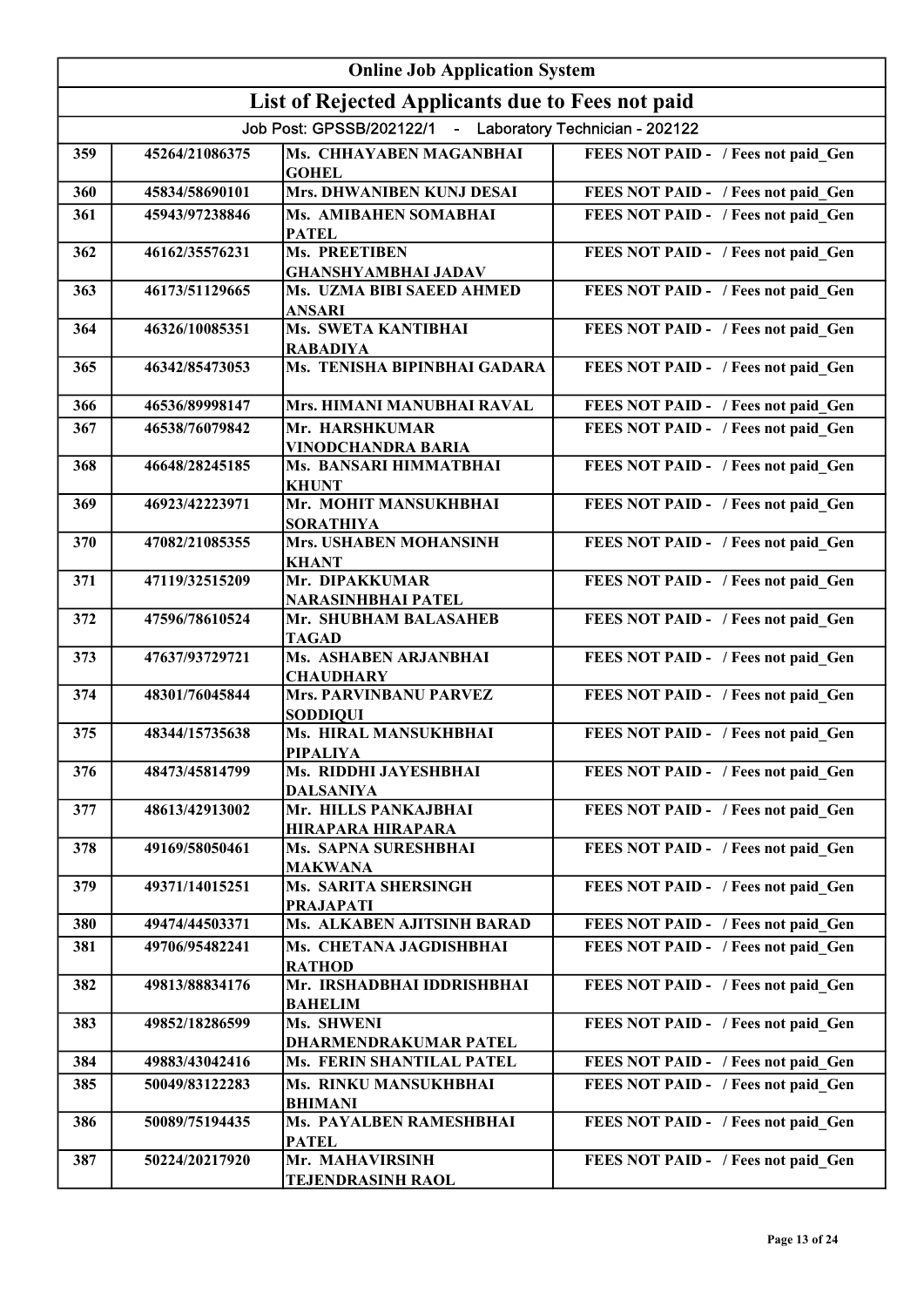| Online Job Application System | | | |
|---|---|---|---|
| **List of Rejected Applicants due to Fees not paid** | | | |
| Job Post: GPSSB/202122/1 - Laboratory Technician - 202122 | | | |
| 359 | 45264/21086375 | Ms. CHHAYABEN MAGANBHAI GOHEL | FEES NOT PAID - / Fees not paid_Gen |
| 360 | 45834/58690101 | Mrs. DHWANIBEN KUNJ DESAI | FEES NOT PAID - / Fees not paid_Gen |
| 361 | 45943/97238846 | Ms. AMIBAHEN SOMABHAI PATEL | FEES NOT PAID - / Fees not paid_Gen |
| 362 | 46162/35576231 | Ms. PREETIBEN GHANSHYAMBHAI JADAV | FEES NOT PAID - / Fees not paid_Gen |
| 363 | 46173/51129665 | Ms. UZMA BIBI SAEED AHMED ANSARI | FEES NOT PAID - / Fees not paid_Gen |
| 364 | 46326/10085351 | Ms. SWETA KANTIBHAI RABADIYA | FEES NOT PAID - / Fees not paid_Gen |
| 365 | 46342/85473053 | Ms. TENISHA BIPINBHAI GADARA | FEES NOT PAID - / Fees not paid_Gen |
| 366 | 46536/89998147 | Mrs. HIMANI MANUBHAI RAVAL | FEES NOT PAID - / Fees not paid_Gen |
| 367 | 46538/76079842 | Mr. HARSHKUMAR VINODCHANDRA BARIA | FEES NOT PAID - / Fees not paid_Gen |
| 368 | 46648/28245185 | Ms. BANSARI HIMMATBHAI KHUNT | FEES NOT PAID - / Fees not paid_Gen |
| 369 | 46923/42223971 | Mr. MOHIT MANSUKHBHAI SORATHIYA | FEES NOT PAID - / Fees not paid_Gen |
| 370 | 47082/21085355 | Mrs. USHABEN MOHANSINH KHANT | FEES NOT PAID - / Fees not paid_Gen |
| 371 | 47119/32515209 | Mr. DIPAKKUMAR NARASINHBHAI PATEL | FEES NOT PAID - / Fees not paid_Gen |
| 372 | 47596/78610524 | Mr. SHUBHAM BALASAHEB TAGAD | FEES NOT PAID - / Fees not paid_Gen |
| 373 | 47637/93729721 | Ms. ASHABEN ARJANBHAI CHAUDHARY | FEES NOT PAID - / Fees not paid_Gen |
| 374 | 48301/76045844 | Mrs. PARVINBANU PARVEZ SODDIQUI | FEES NOT PAID - / Fees not paid_Gen |
| 375 | 48344/15735638 | Ms. HIRAL MANSUKHBHAI PIPALIYA | FEES NOT PAID - / Fees not paid_Gen |
| 376 | 48473/45814799 | Ms. RIDDHI JAYESHBHAI DALSANIYA | FEES NOT PAID - / Fees not paid_Gen |
| 377 | 48613/42913002 | Mr. HILLS PANKAJBHAI HIRAPARA HIRAPARA | FEES NOT PAID - / Fees not paid_Gen |
| 378 | 49169/58050461 | Ms. SAPNA SURESHBHAI MAKWANA | FEES NOT PAID - / Fees not paid_Gen |
| 379 | 49371/14015251 | Ms. SARITA SHERSINGH PRAJAPATI | FEES NOT PAID - / Fees not paid_Gen |
| 380 | 49474/44503371 | Ms. ALKABEN AJITSINH BARAD | FEES NOT PAID - / Fees not paid_Gen |
| 381 | 49706/95482241 | Ms. CHETANA JAGDISHBHAI RATHOD | FEES NOT PAID - / Fees not paid_Gen |
| 382 | 49813/88834176 | Mr. IRSHADBHAI IDDRISHBHAI BAHELIM | FEES NOT PAID - / Fees not paid_Gen |
| 383 | 49852/18286599 | Ms. SHWENI DHARMENDRAKUMAR PATEL | FEES NOT PAID - / Fees not paid_Gen |
| 384 | 49883/43042416 | Ms. FERIN SHANTILAL PATEL | FEES NOT PAID - / Fees not paid_Gen |
| 385 | 50049/83122283 | Ms. RINKU MANSUKHBHAI BHIMANI | FEES NOT PAID - / Fees not paid_Gen |
| 386 | 50089/75194435 | Ms. PAYALBEN RAMESHBHAI PATEL | FEES NOT PAID - / Fees not paid_Gen |
| 387 | 50224/20217920 | Mr. MAHAVIRSINH TEJENDRASINH RAOL | FEES NOT PAID - / Fees not paid_Gen |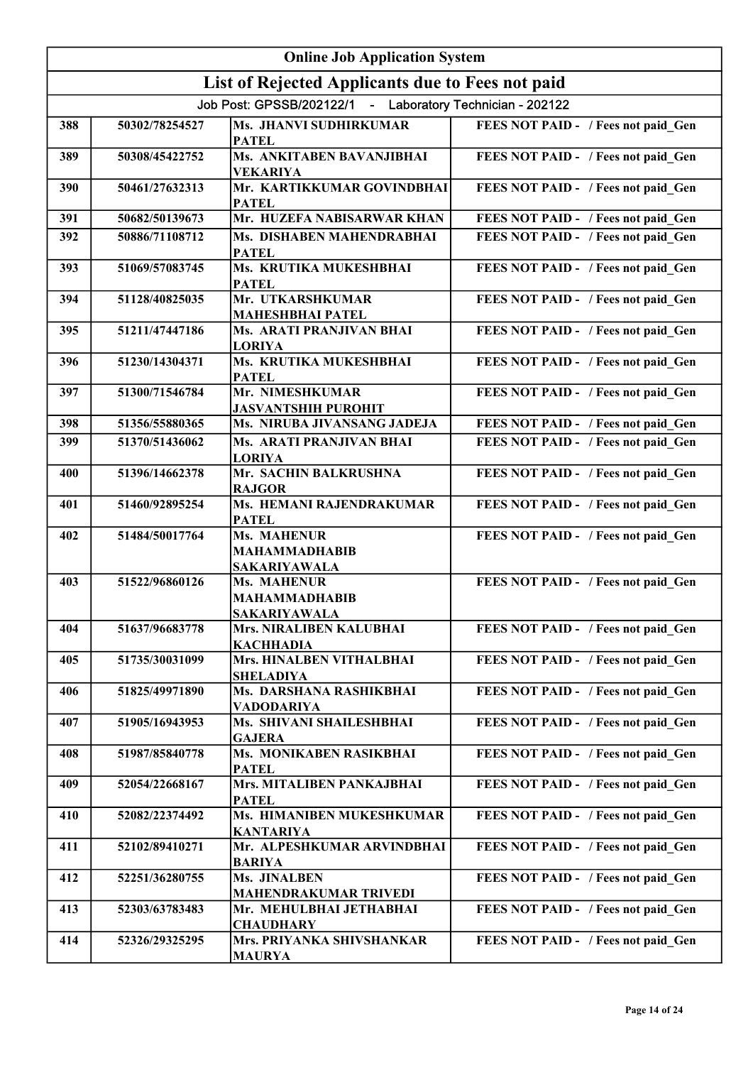| Online Job Application System | | | |
|---|---|---|---|
| List of Rejected Applicants due to Fees not paid | | | |
| Job Post: GPSSB/202122/1 - Laboratory Technician - 202122 | | | |
| 388 | 50302/78254527 | Ms. JHANVI SUDHIRKUMAR PATEL | FEES NOT PAID - / Fees not paid_Gen |
| 389 | 50308/45422752 | Ms. ANKITABEN BAVANJIBHAI VEKARIYA | FEES NOT PAID - / Fees not paid_Gen |
| 390 | 50461/27632313 | Mr. KARTIKKUMAR GOVINDBHAI PATEL | FEES NOT PAID - / Fees not paid_Gen |
| 391 | 50682/50139673 | Mr. HUZEFA NABISARWAR KHAN | FEES NOT PAID - / Fees not paid_Gen |
| 392 | 50886/71108712 | Ms. DISHABEN MAHENDRABHAI PATEL | FEES NOT PAID - / Fees not paid_Gen |
| 393 | 51069/57083745 | Ms. KRUTIKA MUKESHBHAI PATEL | FEES NOT PAID - / Fees not paid_Gen |
| 394 | 51128/40825035 | Mr. UTKARSHKUMAR MAHESHBHAI PATEL | FEES NOT PAID - / Fees not paid_Gen |
| 395 | 51211/47447186 | Ms. ARATI PRANJIVAN BHAI LORIYA | FEES NOT PAID - / Fees not paid_Gen |
| 396 | 51230/14304371 | Ms. KRUTIKA MUKESHBHAI PATEL | FEES NOT PAID - / Fees not paid_Gen |
| 397 | 51300/71546784 | Mr. NIMESHKUMAR JASVANTSHIH PUROHIT | FEES NOT PAID - / Fees not paid_Gen |
| 398 | 51356/55880365 | Ms. NIRUBA JIVANSANG JADEJA | FEES NOT PAID - / Fees not paid_Gen |
| 399 | 51370/51436062 | Ms. ARATI PRANJIVAN BHAI LORIYA | FEES NOT PAID - / Fees not paid_Gen |
| 400 | 51396/14662378 | Mr. SACHIN BALKRUSHNA RAJGOR | FEES NOT PAID - / Fees not paid_Gen |
| 401 | 51460/92895254 | Ms. HEMANI RAJENDRAKUMAR PATEL | FEES NOT PAID - / Fees not paid_Gen |
| 402 | 51484/50017764 | Ms. MAHENUR MAHAMMADHABIB SAKARIYAWALA | FEES NOT PAID - / Fees not paid_Gen |
| 403 | 51522/96860126 | Ms. MAHENUR MAHAMMADHABIB SAKARIYAWALA | FEES NOT PAID - / Fees not paid_Gen |
| 404 | 51637/96683778 | Mrs. NIRALIBEN KALUBHAI KACHHADIA | FEES NOT PAID - / Fees not paid_Gen |
| 405 | 51735/30031099 | Mrs. HINALBEN VITHALBHAI SHELADIYA | FEES NOT PAID - / Fees not paid_Gen |
| 406 | 51825/49971890 | Ms. DARSHANA RASHIKBHAI VADODARIYA | FEES NOT PAID - / Fees not paid_Gen |
| 407 | 51905/16943953 | Ms. SHIVANI SHAILESHBHAI GAJERA | FEES NOT PAID - / Fees not paid_Gen |
| 408 | 51987/85840778 | Ms. MONIKABEN RASIKBHAI PATEL | FEES NOT PAID - / Fees not paid_Gen |
| 409 | 52054/22668167 | Mrs. MITALIBEN PANKAJBHAI PATEL | FEES NOT PAID - / Fees not paid_Gen |
| 410 | 52082/22374492 | Ms. HIMANIBEN MUKESHKUMAR KANTARIYA | FEES NOT PAID - / Fees not paid_Gen |
| 411 | 52102/89410271 | Mr. ALPESHKUMAR ARVINDBHAI BARIYA | FEES NOT PAID - / Fees not paid_Gen |
| 412 | 52251/36280755 | Ms. JINALBEN MAHENDRAKUMAR TRIVEDI | FEES NOT PAID - / Fees not paid_Gen |
| 413 | 52303/63783483 | Mr. MEHULBHAI JETHABHAI CHAUDHARY | FEES NOT PAID - / Fees not paid_Gen |
| 414 | 52326/29325295 | Mrs. PRIYANKA SHIVSHANKAR MAURYA | FEES NOT PAID - / Fees not paid_Gen |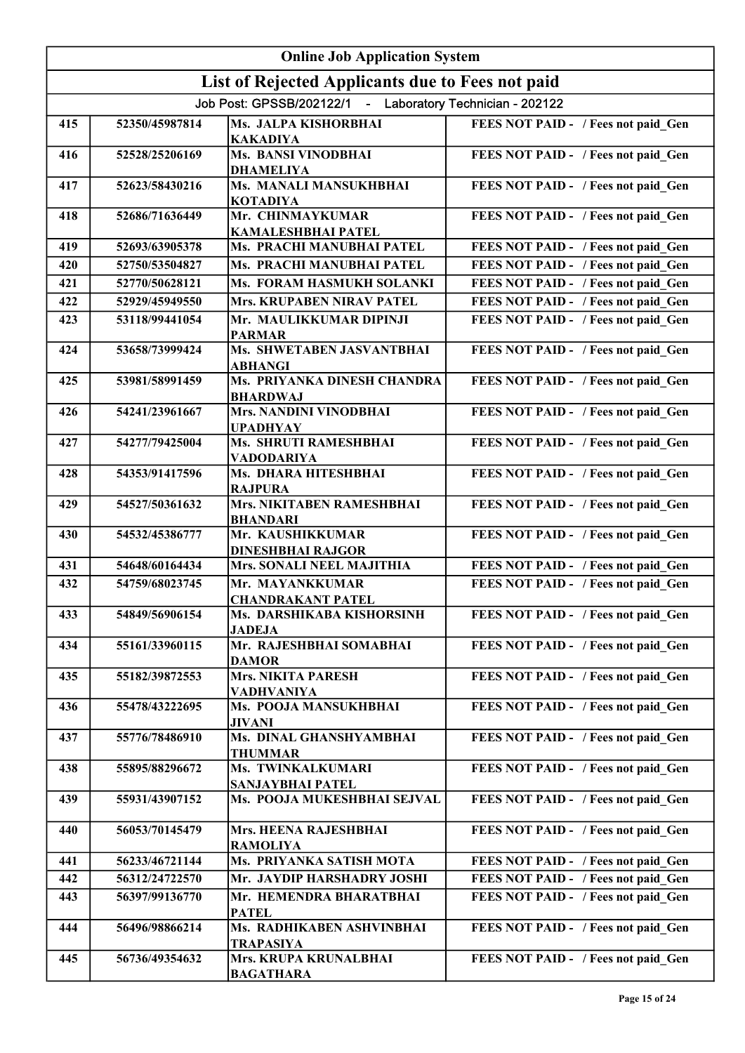| Online Job Application System | | | |
|---|---|---|---|
| **List of Rejected Applicants due to Fees not paid** | | | |
| Job Post: GPSSB/202122/1 - Laboratory Technician - 202122 | | | |
| 415 | 52350/45987814 | Ms. JALPA KISHORBHAI KAKADIYA | FEES NOT PAID - / Fees not paid_Gen |
| 416 | 52528/25206169 | Ms. BANSI VINODBHAI DHAMELIYA | FEES NOT PAID - / Fees not paid_Gen |
| 417 | 52623/58430216 | Ms. MANALI MANSUKHBHAI KOTADIYA | FEES NOT PAID - / Fees not paid_Gen |
| 418 | 52686/71636449 | Mr. CHINMAYKUMAR KAMALESHBHAI PATEL | FEES NOT PAID - / Fees not paid_Gen |
| 419 | 52693/63905378 | Ms. PRACHI MANUBHAI PATEL | FEES NOT PAID - / Fees not paid_Gen |
| 420 | 52750/53504827 | Ms. PRACHI MANUBHAI PATEL | FEES NOT PAID - / Fees not paid_Gen |
| 421 | 52770/50628121 | Ms. FORAM HASMUKH SOLANKI | FEES NOT PAID - / Fees not paid_Gen |
| 422 | 52929/45949550 | Mrs. KRUPABEN NIRAV PATEL | FEES NOT PAID - / Fees not paid_Gen |
| 423 | 53118/99441054 | Mr. MAULIKKUMAR DIPINJI PARMAR | FEES NOT PAID - / Fees not paid_Gen |
| 424 | 53658/73999424 | Ms. SHWETABEN JASVANTBHAI ABHANGI | FEES NOT PAID - / Fees not paid_Gen |
| 425 | 53981/58991459 | Ms. PRIYANKA DINESH CHANDRA BHARDWAJ | FEES NOT PAID - / Fees not paid_Gen |
| 426 | 54241/23961667 | Mrs. NANDINI VINODBHAI UPADHYAY | FEES NOT PAID - / Fees not paid_Gen |
| 427 | 54277/79425004 | Ms. SHRUTI RAMESHBHAI VADODARIYA | FEES NOT PAID - / Fees not paid_Gen |
| 428 | 54353/91417596 | Ms. DHARA HITESHBHAI RAJPURA | FEES NOT PAID - / Fees not paid_Gen |
| 429 | 54527/50361632 | Mrs. NIKITABEN RAMESHBHAI BHANDARI | FEES NOT PAID - / Fees not paid_Gen |
| 430 | 54532/45386777 | Mr. KAUSHIKKUMAR DINESHBHAI RAJGOR | FEES NOT PAID - / Fees not paid_Gen |
| 431 | 54648/60164434 | Mrs. SONALI NEEL MAJITHIA | FEES NOT PAID - / Fees not paid_Gen |
| 432 | 54759/68023745 | Mr. MAYANKKUMAR CHANDRAKANT PATEL | FEES NOT PAID - / Fees not paid_Gen |
| 433 | 54849/56906154 | Ms. DARSHIKABA KISHORSINH JADEJA | FEES NOT PAID - / Fees not paid_Gen |
| 434 | 55161/33960115 | Mr. RAJESHBHAI SOMABHAI DAMOR | FEES NOT PAID - / Fees not paid_Gen |
| 435 | 55182/39872553 | Mrs. NIKITA PARESH VADHVANIYA | FEES NOT PAID - / Fees not paid_Gen |
| 436 | 55478/43222695 | Ms. POOJA MANSUKHBHAI JIVANI | FEES NOT PAID - / Fees not paid_Gen |
| 437 | 55776/78486910 | Ms. DINAL GHANSHYAMBHAI THUMMAR | FEES NOT PAID - / Fees not paid_Gen |
| 438 | 55895/88296672 | Ms. TWINKALKUMARI SANJAYBHAI PATEL | FEES NOT PAID - / Fees not paid_Gen |
| 439 | 55931/43907152 | Ms. POOJA MUKESHBHAI SEJVAL | FEES NOT PAID - / Fees not paid_Gen |
| 440 | 56053/70145479 | Mrs. HEENA RAJESHBHAI RAMOLIYA | FEES NOT PAID - / Fees not paid_Gen |
| 441 | 56233/46721144 | Ms. PRIYANKA SATISH MOTA | FEES NOT PAID - / Fees not paid_Gen |
| 442 | 56312/24722570 | Mr. JAYDIP HARSHADRY JOSHI | FEES NOT PAID - / Fees not paid_Gen |
| 443 | 56397/99136770 | Mr. HEMENDRA BHARATBHAI PATEL | FEES NOT PAID - / Fees not paid_Gen |
| 444 | 56496/98866214 | Ms. RADHIKABEN ASHVINBHAI TRAPASIYA | FEES NOT PAID - / Fees not paid_Gen |
| 445 | 56736/49354632 | Mrs. KRUPA KRUNALBHAI BAGATHARA | FEES NOT PAID - / Fees not paid_Gen |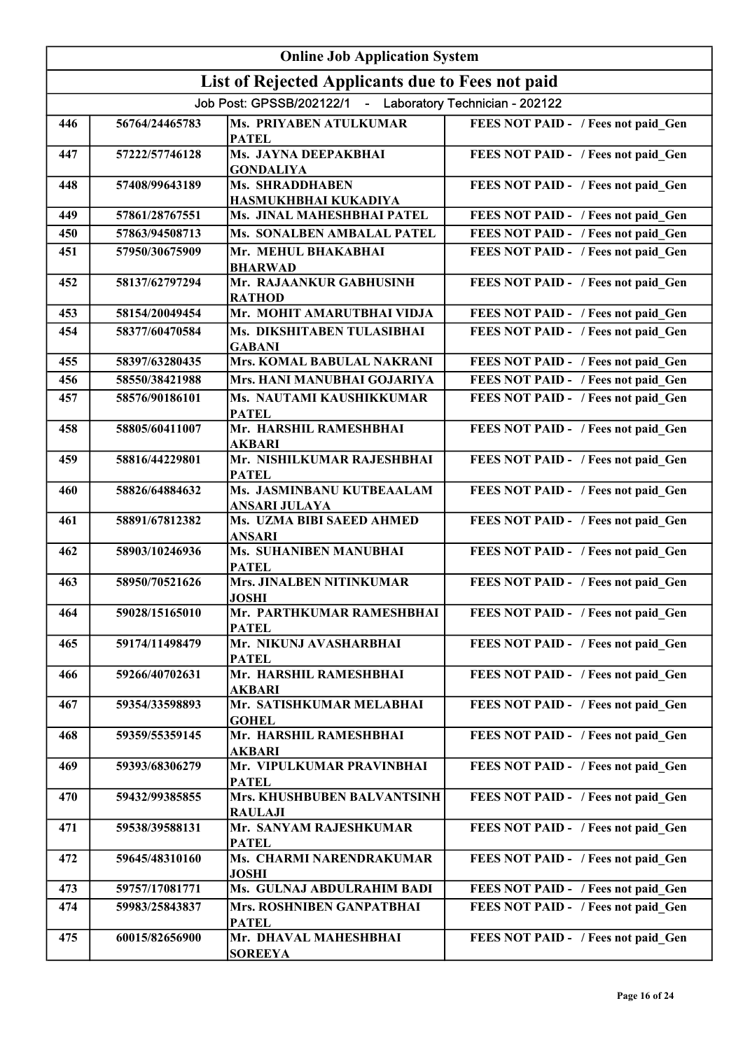| Online Job Application System | | | |
|---|---|---|---|
| **List of Rejected Applicants due to Fees not paid** | | | |
| Job Post: GPSSB/202122/1 - Laboratory Technician - 202122 | | | |
| 446 | 56764/24465783 | Ms. PRIYABEN ATULKUMAR PATEL | FEES NOT PAID - / Fees not paid_Gen |
| 447 | 57222/57746128 | Ms. JAYNA DEEPAKBHAI GONDALIYA | FEES NOT PAID - / Fees not paid_Gen |
| 448 | 57408/99643189 | Ms. SHRADDHABEN HASMUKHBHAI KUKADIYA | FEES NOT PAID - / Fees not paid_Gen |
| 449 | 57861/28767551 | Ms. JINAL MAHESHBHAI PATEL | FEES NOT PAID - / Fees not paid_Gen |
| 450 | 57863/94508713 | Ms. SONALBEN AMBALAL PATEL | FEES NOT PAID - / Fees not paid_Gen |
| 451 | 57950/30675909 | Mr. MEHUL BHAKABHAI BHARWAD | FEES NOT PAID - / Fees not paid_Gen |
| 452 | 58137/62797294 | Mr. RAJAANKUR GABHUSINH RATHOD | FEES NOT PAID - / Fees not paid_Gen |
| 453 | 58154/20049454 | Mr. MOHIT AMARUTBHAI VIDJA | FEES NOT PAID - / Fees not paid_Gen |
| 454 | 58377/60470584 | Ms. DIKSHITABEN TULASIBHAI GABANI | FEES NOT PAID - / Fees not paid_Gen |
| 455 | 58397/63280435 | Mrs. KOMAL BABULAL NAKRANI | FEES NOT PAID - / Fees not paid_Gen |
| 456 | 58550/38421988 | Mrs. HANI MANUBHAI GOJARIYA | FEES NOT PAID - / Fees not paid_Gen |
| 457 | 58576/90186101 | Ms. NAUTAMI KAUSHIKKUMAR PATEL | FEES NOT PAID - / Fees not paid_Gen |
| 458 | 58805/60411007 | Mr. HARSHIL RAMESHBHAI AKBARI | FEES NOT PAID - / Fees not paid_Gen |
| 459 | 58816/44229801 | Mr. NISHILKUMAR RAJESHBHAI PATEL | FEES NOT PAID - / Fees not paid_Gen |
| 460 | 58826/64884632 | Ms. JASMINBANU KUTBEAALAM ANSARI JULAYA | FEES NOT PAID - / Fees not paid_Gen |
| 461 | 58891/67812382 | Ms. UZMA BIBI SAEED AHMED ANSARI | FEES NOT PAID - / Fees not paid_Gen |
| 462 | 58903/10246936 | Ms. SUHANIBEN MANUBHAI PATEL | FEES NOT PAID - / Fees not paid_Gen |
| 463 | 58950/70521626 | Mrs. JINALBEN NITINKUMAR JOSHI | FEES NOT PAID - / Fees not paid_Gen |
| 464 | 59028/15165010 | Mr. PARTHKUMAR RAMESHBHAI PATEL | FEES NOT PAID - / Fees not paid_Gen |
| 465 | 59174/11498479 | Mr. NIKUNJ AVASHARBHAI PATEL | FEES NOT PAID - / Fees not paid_Gen |
| 466 | 59266/40702631 | Mr. HARSHIL RAMESHBHAI AKBARI | FEES NOT PAID - / Fees not paid_Gen |
| 467 | 59354/33598893 | Mr. SATISHKUMAR MELABHAI GOHEL | FEES NOT PAID - / Fees not paid_Gen |
| 468 | 59359/55359145 | Mr. HARSHIL RAMESHBHAI AKBARI | FEES NOT PAID - / Fees not paid_Gen |
| 469 | 59393/68306279 | Mr. VIPULKUMAR PRAVINBHAI PATEL | FEES NOT PAID - / Fees not paid_Gen |
| 470 | 59432/99385855 | Mrs. KHUSHBUBEN BALVANTSINH RAULAJI | FEES NOT PAID - / Fees not paid_Gen |
| 471 | 59538/39588131 | Mr. SANYAM RAJESHKUMAR PATEL | FEES NOT PAID - / Fees not paid_Gen |
| 472 | 59645/48310160 | Ms. CHARMI NARENDRAKUMAR JOSHI | FEES NOT PAID - / Fees not paid_Gen |
| 473 | 59757/17081771 | Ms. GULNAJ ABDULRAHIM BADI | FEES NOT PAID - / Fees not paid_Gen |
| 474 | 59983/25843837 | Mrs. ROSHNIBEN GANPATBHAI PATEL | FEES NOT PAID - / Fees not paid_Gen |
| 475 | 60015/82656900 | Mr. DHAVAL MAHESHBHAI SOREEYA | FEES NOT PAID - / Fees not paid_Gen |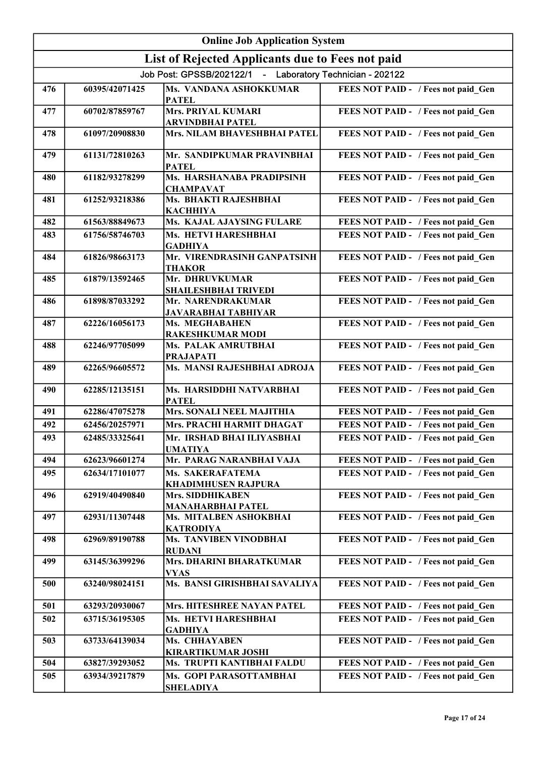# Online Job Application System

## List of Rejected Applicants due to Fees not paid

Job Post: GPSSB/202122/1 - Laboratory Technician - 202122

| | | | |
|---|---|---|---|
| 476 | 60395/42071425 | Ms. VANDANA ASHOKKUMAR PATEL | FEES NOT PAID - / Fees not paid_Gen |
| 477 | 60702/87859767 | Mrs. PRIYAL KUMARI ARVINDBHAI PATEL | FEES NOT PAID - / Fees not paid_Gen |
| 478 | 61097/20908830 | Mrs. NILAM BHAVESHBHAI PATEL | FEES NOT PAID - / Fees not paid_Gen |
| 479 | 61131/72810263 | Mr. SANDIPKUMAR PRAVINBHAI PATEL | FEES NOT PAID - / Fees not paid_Gen |
| 480 | 61182/93278299 | Ms. HARSHANABA PRADIPSINH CHAMPAVAT | FEES NOT PAID - / Fees not paid_Gen |
| 481 | 61252/93218386 | Ms. BHAKTI RAJESHBHAI KACHHIYA | FEES NOT PAID - / Fees not paid_Gen |
| 482 | 61563/88849673 | Ms. KAJAL AJAYSING FULARE | FEES NOT PAID - / Fees not paid_Gen |
| 483 | 61756/58746703 | Ms. HETVI HARESHBHAI GADHIYA | FEES NOT PAID - / Fees not paid_Gen |
| 484 | 61826/98663173 | Mr. VIRENDRASINH GANPATSINH THAKOR | FEES NOT PAID - / Fees not paid_Gen |
| 485 | 61879/13592465 | Mr. DHRUVKUMAR SHAILESHBHAI TRIVEDI | FEES NOT PAID - / Fees not paid_Gen |
| 486 | 61898/87033292 | Mr. NARENDRAKUMAR JAVARABHAI TABHIYAR | FEES NOT PAID - / Fees not paid_Gen |
| 487 | 62226/16056173 | Ms. MEGHABAHEN RAKESHKUMAR MODI | FEES NOT PAID - / Fees not paid_Gen |
| 488 | 62246/97705099 | Ms. PALAK AMRUTBHAI PRAJAPATI | FEES NOT PAID - / Fees not paid_Gen |
| 489 | 62265/96605572 | Ms. MANSI RAJESHBHAI ADROJA | FEES NOT PAID - / Fees not paid_Gen |
| 490 | 62285/12135151 | Ms. HARSIDDHI NATVARBHAI PATEL | FEES NOT PAID - / Fees not paid_Gen |
| 491 | 62286/47075278 | Mrs. SONALI NEEL MAJITHIA | FEES NOT PAID - / Fees not paid_Gen |
| 492 | 62456/20257971 | Mrs. PRACHI HARMIT DHAGAT | FEES NOT PAID - / Fees not paid_Gen |
| 493 | 62485/33325641 | Mr. IRSHAD BHAI ILIYASBHAI UMATIYA | FEES NOT PAID - / Fees not paid_Gen |
| 494 | 62623/96601274 | Mr. PARAG NARANBHAI VAJA | FEES NOT PAID - / Fees not paid_Gen |
| 495 | 62634/17101077 | Ms. SAKERAFATEMA KHADIMHUSEN RAJPURA | FEES NOT PAID - / Fees not paid_Gen |
| 496 | 62919/40490840 | Mrs. SIDDHIKABEN MANAHARBHAI PATEL | FEES NOT PAID - / Fees not paid_Gen |
| 497 | 62931/11307448 | Ms. MITALBEN ASHOKBHAI KATRODIYA | FEES NOT PAID - / Fees not paid_Gen |
| 498 | 62969/89190788 | Ms. TANVIBEN VINODBHAI RUDANI | FEES NOT PAID - / Fees not paid_Gen |
| 499 | 63145/36399296 | Mrs. DHARINI BHARATKUMAR VYAS | FEES NOT PAID - / Fees not paid_Gen |
| 500 | 63240/98024151 | Ms. BANSI GIRISHBHAI SAVALIYA | FEES NOT PAID - / Fees not paid_Gen |
| 501 | 63293/20930067 | Mrs. HITESHREE NAYAN PATEL | FEES NOT PAID - / Fees not paid_Gen |
| 502 | 63715/36195305 | Ms. HETVI HARESHBHAI GADHIYA | FEES NOT PAID - / Fees not paid_Gen |
| 503 | 63733/64139034 | Ms. CHHAYABEN KIRARTIKUMAR JOSHI | FEES NOT PAID - / Fees not paid_Gen |
| 504 | 63827/39293052 | Ms. TRUPTI KANTIBHAI FALDU | FEES NOT PAID - / Fees not paid_Gen |
| 505 | 63934/39217879 | Ms. GOPI PARASOTTAMBHAI SHELADIYA | FEES NOT PAID - / Fees not paid_Gen |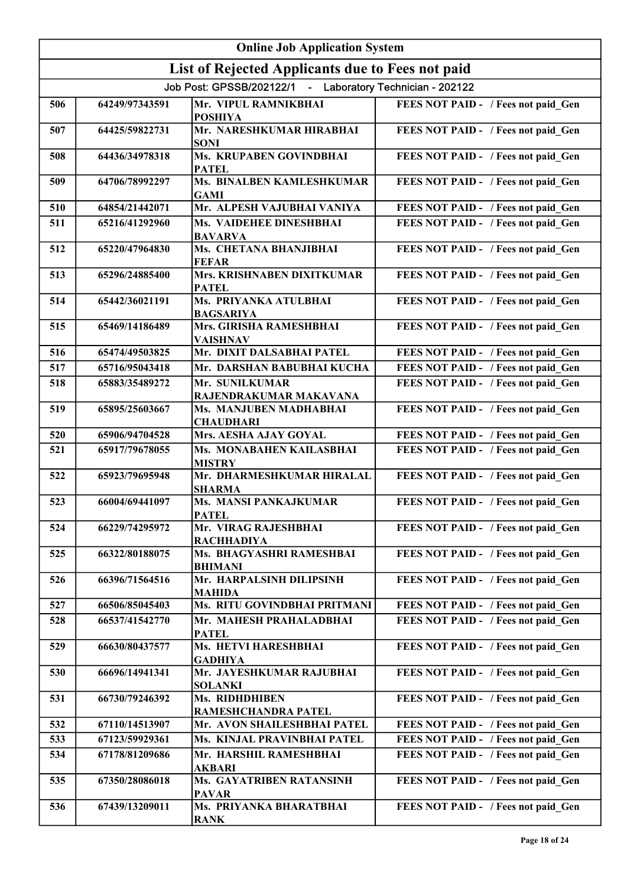# Online Job Application System

## List of Rejected Applicants due to Fees not paid

Job Post: GPSSB/202122/1 - Laboratory Technician - 202122

| | | | |
|---|---|---|---|
| 506 | 64249/97343591 | Mr. VIPUL RAMNIKBHAI POSHIYA | FEES NOT PAID - / Fees not paid_Gen |
| 507 | 64425/59822731 | Mr. NARESHKUMAR HIRABHAI SONI | FEES NOT PAID - / Fees not paid_Gen |
| 508 | 64436/34978318 | Ms. KRUPABEN GOVINDBHAI PATEL | FEES NOT PAID - / Fees not paid_Gen |
| 509 | 64706/78992297 | Ms. BINALBEN KAMLESHKUMAR GAMI | FEES NOT PAID - / Fees not paid_Gen |
| 510 | 64854/21442071 | Mr. ALPESH VAJUBHAI VANIYA | FEES NOT PAID - / Fees not paid_Gen |
| 511 | 65216/41292960 | Ms. VAIDEHEE DINESHBHAI BAVARVA | FEES NOT PAID - / Fees not paid_Gen |
| 512 | 65220/47964830 | Ms. CHETANA BHANJIBHAI FEFAR | FEES NOT PAID - / Fees not paid_Gen |
| 513 | 65296/24885400 | Mrs. KRISHNABEN DIXITKUMAR PATEL | FEES NOT PAID - / Fees not paid_Gen |
| 514 | 65442/36021191 | Ms. PRIYANKA ATULBHAI BAGSARIYA | FEES NOT PAID - / Fees not paid_Gen |
| 515 | 65469/14186489 | Mrs. GIRISHA RAMESHBHAI VAISHNAV | FEES NOT PAID - / Fees not paid_Gen |
| 516 | 65474/49503825 | Mr. DIXIT DALSABHAI PATEL | FEES NOT PAID - / Fees not paid_Gen |
| 517 | 65716/95043418 | Mr. DARSHAN BABUBHAI KUCHA | FEES NOT PAID - / Fees not paid_Gen |
| 518 | 65883/35489272 | Mr. SUNILKUMAR RAJENDRAKUMAR MAKAVANA | FEES NOT PAID - / Fees not paid_Gen |
| 519 | 65895/25603667 | Ms. MANJUBEN MADHABHAI CHAUDHARI | FEES NOT PAID - / Fees not paid_Gen |
| 520 | 65906/94704528 | Mrs. AESHA AJAY GOYAL | FEES NOT PAID - / Fees not paid_Gen |
| 521 | 65917/79678055 | Ms. MONABAHEN KAILASBHAI MISTRY | FEES NOT PAID - / Fees not paid_Gen |
| 522 | 65923/79695948 | Mr. DHARMESHKUMAR HIRALAL SHARMA | FEES NOT PAID - / Fees not paid_Gen |
| 523 | 66004/69441097 | Ms. MANSI PANKAJKUMAR PATEL | FEES NOT PAID - / Fees not paid_Gen |
| 524 | 66229/74295972 | Mr. VIRAG RAJESHBHAI RACHHADIYA | FEES NOT PAID - / Fees not paid_Gen |
| 525 | 66322/80188075 | Ms. BHAGYASHRI RAMESHBAI BHIMANI | FEES NOT PAID - / Fees not paid_Gen |
| 526 | 66396/71564516 | Mr. HARPALSINH DILIPSINH MAHIDA | FEES NOT PAID - / Fees not paid_Gen |
| 527 | 66506/85045403 | Ms. RITU GOVINDBHAI PRITMANI | FEES NOT PAID - / Fees not paid_Gen |
| 528 | 66537/41542770 | Mr. MAHESH PRAHALADBHAI PATEL | FEES NOT PAID - / Fees not paid_Gen |
| 529 | 66630/80437577 | Ms. HETVI HARESHBHAI GADHIYA | FEES NOT PAID - / Fees not paid_Gen |
| 530 | 66696/14941341 | Mr. JAYESHKUMAR RAJUBHAI SOLANKI | FEES NOT PAID - / Fees not paid_Gen |
| 531 | 66730/79246392 | Ms. RIDHDHIBEN RAMESHCHANDRA PATEL | FEES NOT PAID - / Fees not paid_Gen |
| 532 | 67110/14513907 | Mr. AVON SHAILESHBHAI PATEL | FEES NOT PAID - / Fees not paid_Gen |
| 533 | 67123/59929361 | Ms. KINJAL PRAVINBHAI PATEL | FEES NOT PAID - / Fees not paid_Gen |
| 534 | 67178/81209686 | Mr. HARSHIL RAMESHBHAI AKBARI | FEES NOT PAID - / Fees not paid_Gen |
| 535 | 67350/28086018 | Ms. GAYATRIBEN RATANSINH PAVAR | FEES NOT PAID - / Fees not paid_Gen |
| 536 | 67439/13209011 | Ms. PRIYANKA BHARATBHAI RANK | FEES NOT PAID - / Fees not paid_Gen |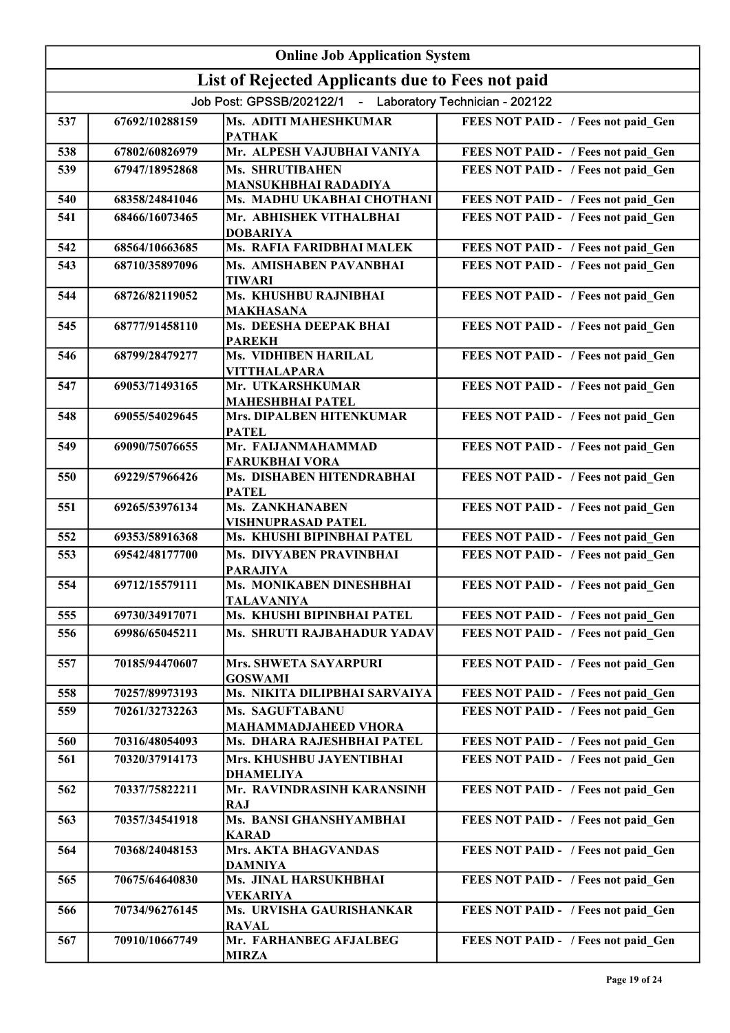| Online Job Application System | | | |
|---|---|---|---|
| **List of Rejected Applicants due to Fees not paid** | | | |
| Job Post: GPSSB/202122/1 - Laboratory Technician - 202122 | | | |
| 537 | 67692/10288159 | Ms. ADITI MAHESHKUMAR PATHAK | FEES NOT PAID - / Fees not paid_Gen |
| 538 | 67802/60826979 | Mr. ALPESH VAJUBHAI VANIYA | FEES NOT PAID - / Fees not paid_Gen |
| 539 | 67947/18952868 | Ms. SHRUTIBAHEN MANSUKHBHAI RADADIYA | FEES NOT PAID - / Fees not paid_Gen |
| 540 | 68358/24841046 | Ms. MADHU UKABHAI CHOTHANI | FEES NOT PAID - / Fees not paid_Gen |
| 541 | 68466/16073465 | Mr. ABHISHEK VITHALBHAI DOBARIYA | FEES NOT PAID - / Fees not paid_Gen |
| 542 | 68564/10663685 | Ms. RAFIA FARIDBHAI MALEK | FEES NOT PAID - / Fees not paid_Gen |
| 543 | 68710/35897096 | Ms. AMISHABEN PAVANBHAI TIWARI | FEES NOT PAID - / Fees not paid_Gen |
| 544 | 68726/82119052 | Ms. KHUSHBU RAJNIBHAI MAKHASANA | FEES NOT PAID - / Fees not paid_Gen |
| 545 | 68777/91458110 | Ms. DEESHA DEEPAK BHAI PAREKH | FEES NOT PAID - / Fees not paid_Gen |
| 546 | 68799/28479277 | Ms. VIDHIBEN HARILAL VITTHALAPARA | FEES NOT PAID - / Fees not paid_Gen |
| 547 | 69053/71493165 | Mr. UTKARSHKUMAR MAHESHBHAI PATEL | FEES NOT PAID - / Fees not paid_Gen |
| 548 | 69055/54029645 | Mrs. DIPALBEN HITENKUMAR PATEL | FEES NOT PAID - / Fees not paid_Gen |
| 549 | 69090/75076655 | Mr. FAIJANMAHAMMAD FARUKBHAI VORA | FEES NOT PAID - / Fees not paid_Gen |
| 550 | 69229/57966426 | Ms. DISHABEN HITENDRABHAI PATEL | FEES NOT PAID - / Fees not paid_Gen |
| 551 | 69265/53976134 | Ms. ZANKHANABEN VISHNUPRASAD PATEL | FEES NOT PAID - / Fees not paid_Gen |
| 552 | 69353/58916368 | Ms. KHUSHI BIPINBHAI PATEL | FEES NOT PAID - / Fees not paid_Gen |
| 553 | 69542/48177700 | Ms. DIVYABEN PRAVINBHAI PARAJIYA | FEES NOT PAID - / Fees not paid_Gen |
| 554 | 69712/15579111 | Ms. MONIKABEN DINESHBHAI TALAVANIYA | FEES NOT PAID - / Fees not paid_Gen |
| 555 | 69730/34917071 | Ms. KHUSHI BIPINBHAI PATEL | FEES NOT PAID - / Fees not paid_Gen |
| 556 | 69986/65045211 | Ms. SHRUTI RAJBAHADUR YADAV | FEES NOT PAID - / Fees not paid_Gen |
| 557 | 70185/94470607 | Mrs. SHWETA SAYARPURI GOSWAMI | FEES NOT PAID - / Fees not paid_Gen |
| 558 | 70257/89973193 | Ms. NIKITA DILIPBHAI SARVAIYA | FEES NOT PAID - / Fees not paid_Gen |
| 559 | 70261/32732263 | Ms. SAGUFTABANU MAHAMMADJAHEED VHORA | FEES NOT PAID - / Fees not paid_Gen |
| 560 | 70316/48054093 | Ms. DHARA RAJESHBHAI PATEL | FEES NOT PAID - / Fees not paid_Gen |
| 561 | 70320/37914173 | Mrs. KHUSHBU JAYENTIBHAI DHAMELIYA | FEES NOT PAID - / Fees not paid_Gen |
| 562 | 70337/75822211 | Mr. RAVINDRASINH KARANSINH RAJ | FEES NOT PAID - / Fees not paid_Gen |
| 563 | 70357/34541918 | Ms. BANSI GHANSHYAMBHAI KARAD | FEES NOT PAID - / Fees not paid_Gen |
| 564 | 70368/24048153 | Mrs. AKTA BHAGVANDAS DAMNIYA | FEES NOT PAID - / Fees not paid_Gen |
| 565 | 70675/64640830 | Ms. JINAL HARSUKHBHAI VEKARIYA | FEES NOT PAID - / Fees not paid_Gen |
| 566 | 70734/96276145 | Ms. URVISHA GAURISHANKAR RAVAL | FEES NOT PAID - / Fees not paid_Gen |
| 567 | 70910/10667749 | Mr. FARHANBEG AFJALBEG MIRZA | FEES NOT PAID - / Fees not paid_Gen |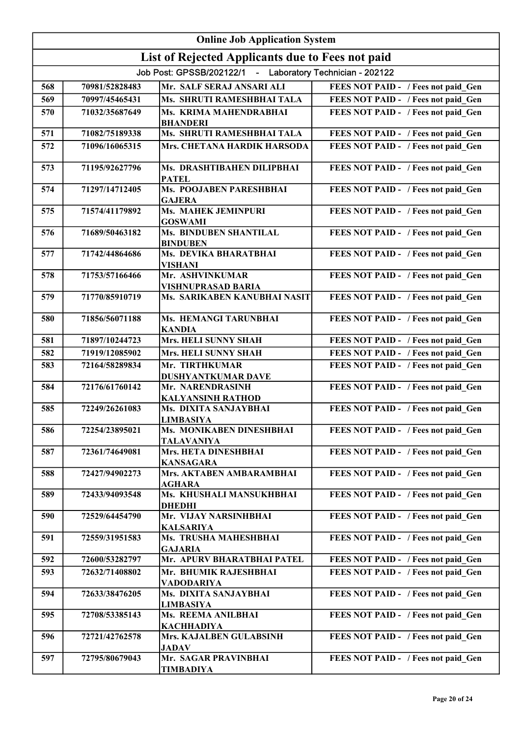| Online Job Application System | | | |
|---|---|---|---|
| **List of Rejected Applicants due to Fees not paid** | | | |
| Job Post: GPSSB/202122/1 - Laboratory Technician - 202122 | | | |
| 568 | 70981/52828483 | Mr. SALF SERAJ ANSARI ALI | FEES NOT PAID - / Fees not paid_Gen |
| 569 | 70997/45465431 | Ms. SHRUTI RAMESHBHAI TALA | FEES NOT PAID - / Fees not paid_Gen |
| 570 | 71032/35687649 | Ms. KRIMA MAHENDRABHAI BHANDERI | FEES NOT PAID - / Fees not paid_Gen |
| 571 | 71082/75189338 | Ms. SHRUTI RAMESHBHAI TALA | FEES NOT PAID - / Fees not paid_Gen |
| 572 | 71096/16065315 | Mrs. CHETANA HARDIK HARSODA | FEES NOT PAID - / Fees not paid_Gen |
| 573 | 71195/92627796 | Ms. DRASHTIBAHEN DILIPBHAI PATEL | FEES NOT PAID - / Fees not paid_Gen |
| 574 | 71297/14712405 | Ms. POOJABEN PARESHBHAI GAJERA | FEES NOT PAID - / Fees not paid_Gen |
| 575 | 71574/41179892 | Ms. MAHEK JEMINPURI GOSWAMI | FEES NOT PAID - / Fees not paid_Gen |
| 576 | 71689/50463182 | Ms. BINDUBEN SHANTILAL BINDUBEN | FEES NOT PAID - / Fees not paid_Gen |
| 577 | 71742/44864686 | Ms. DEVIKA BHARATBHAI VISHANI | FEES NOT PAID - / Fees not paid_Gen |
| 578 | 71753/57166466 | Mr. ASHVINKUMAR VISHNUPRASAD BARIA | FEES NOT PAID - / Fees not paid_Gen |
| 579 | 71770/85910719 | Ms. SARIKABEN KANUBHAI NASIT | FEES NOT PAID - / Fees not paid_Gen |
| 580 | 71856/56071188 | Ms. HEMANGI TARUNBHAI KANDIA | FEES NOT PAID - / Fees not paid_Gen |
| 581 | 71897/10244723 | Mrs. HELI SUNNY SHAH | FEES NOT PAID - / Fees not paid_Gen |
| 582 | 71919/12085902 | Mrs. HELI SUNNY SHAH | FEES NOT PAID - / Fees not paid_Gen |
| 583 | 72164/58289834 | Mr. TIRTHKUMAR DUSHYANTKUMAR DAVE | FEES NOT PAID - / Fees not paid_Gen |
| 584 | 72176/61760142 | Mr. NARENDRASINH KALYANSINH RATHOD | FEES NOT PAID - / Fees not paid_Gen |
| 585 | 72249/26261083 | Ms. DIXITA SANJAYBHAI LIMBASIYA | FEES NOT PAID - / Fees not paid_Gen |
| 586 | 72254/23895021 | Ms. MONIKABEN DINESHBHAI TALAVANIYA | FEES NOT PAID - / Fees not paid_Gen |
| 587 | 72361/74649081 | Mrs. HETA DINESHBHAI KANSAGARA | FEES NOT PAID - / Fees not paid_Gen |
| 588 | 72427/94902273 | Mrs. AKTABEN AMBARAMBHAI AGHARA | FEES NOT PAID - / Fees not paid_Gen |
| 589 | 72433/94093548 | Ms. KHUSHALI MANSUKHBHAI DHEDHI | FEES NOT PAID - / Fees not paid_Gen |
| 590 | 72529/64454790 | Mr. VIJAY NARSINHBHAI KALSARIYA | FEES NOT PAID - / Fees not paid_Gen |
| 591 | 72559/31951583 | Ms. TRUSHA MAHESHBHAI GAJARIA | FEES NOT PAID - / Fees not paid_Gen |
| 592 | 72600/53282797 | Mr. APURV BHARATBHAI PATEL | FEES NOT PAID - / Fees not paid_Gen |
| 593 | 72632/71408802 | Mr. BHUMIK RAJESHBHAI VADODARIYA | FEES NOT PAID - / Fees not paid_Gen |
| 594 | 72633/38476205 | Ms. DIXITA SANJAYBHAI LIMBASIYA | FEES NOT PAID - / Fees not paid_Gen |
| 595 | 72708/53385143 | Ms. REEMA ANILBHAI KACHHADIYA | FEES NOT PAID - / Fees not paid_Gen |
| 596 | 72721/42762578 | Mrs. KAJALBEN GULABSINH JADAV | FEES NOT PAID - / Fees not paid_Gen |
| 597 | 72795/80679043 | Mr. SAGAR PRAVINBHAI TIMBADIYA | FEES NOT PAID - / Fees not paid_Gen |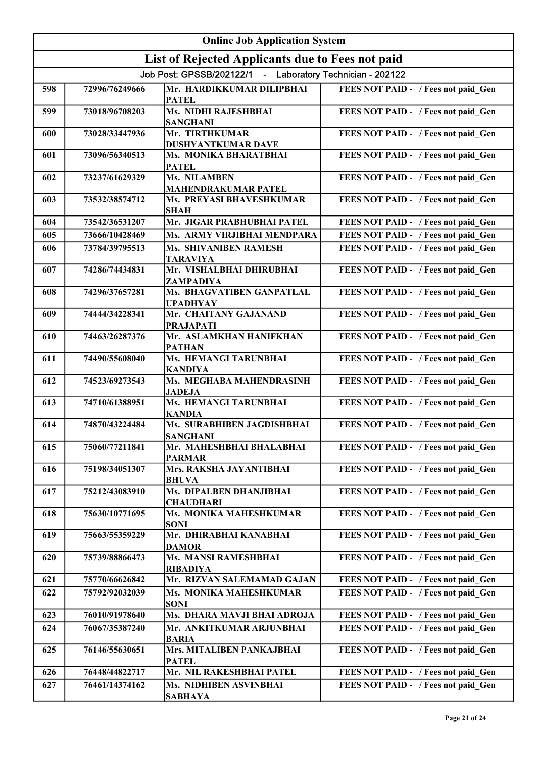| Online Job Application System | | | |
|---|---|---|---|
| **List of Rejected Applicants due to Fees not paid** | | | |
| Job Post: GPSSB/202122/1 - Laboratory Technician - 202122 | | | |
| 598 | 72996/76249666 | Mr. HARDIKKUMAR DILIPBHAI PATEL | FEES NOT PAID - / Fees not paid_Gen |
| 599 | 73018/96708203 | Ms. NIDHI RAJESHBHAI SANGHANI | FEES NOT PAID - / Fees not paid_Gen |
| 600 | 73028/33447936 | Mr. TIRTHKUMAR DUSHYANTKUMAR DAVE | FEES NOT PAID - / Fees not paid_Gen |
| 601 | 73096/56340513 | Ms. MONIKA BHARATBHAI PATEL | FEES NOT PAID - / Fees not paid_Gen |
| 602 | 73237/61629329 | Ms. NILAMBEN MAHENDRAKUMAR PATEL | FEES NOT PAID - / Fees not paid_Gen |
| 603 | 73532/38574712 | Ms. PREYASI BHAVESHKUMAR SHAH | FEES NOT PAID - / Fees not paid_Gen |
| 604 | 73542/36531207 | Mr. JIGAR PRABHUBHAI PATEL | FEES NOT PAID - / Fees not paid_Gen |
| 605 | 73666/10428469 | Ms. ARMY VIRJIBHAI MENDPARA | FEES NOT PAID - / Fees not paid_Gen |
| 606 | 73784/39795513 | Ms. SHIVANIBEN RAMESH TARAVIYA | FEES NOT PAID - / Fees not paid_Gen |
| 607 | 74286/74434831 | Mr. VISHALBHAI DHIRUBHAI ZAMPADIYA | FEES NOT PAID - / Fees not paid_Gen |
| 608 | 74296/37657281 | Ms. BHAGVATIBEN GANPATLAL UPADHYAY | FEES NOT PAID - / Fees not paid_Gen |
| 609 | 74444/34228341 | Mr. CHAITANY GAJANAND PRAJAPATI | FEES NOT PAID - / Fees not paid_Gen |
| 610 | 74463/26287376 | Mr. ASLAMKHAN HANIFKHAN PATHAN | FEES NOT PAID - / Fees not paid_Gen |
| 611 | 74490/55608040 | Ms. HEMANGI TARUNBHAI KANDIYA | FEES NOT PAID - / Fees not paid_Gen |
| 612 | 74523/69273543 | Ms. MEGHABA MAHENDRASINH JADEJA | FEES NOT PAID - / Fees not paid_Gen |
| 613 | 74710/61388951 | Ms. HEMANGI TARUNBHAI KANDIA | FEES NOT PAID - / Fees not paid_Gen |
| 614 | 74870/43224484 | Ms. SURABHIBEN JAGDISHBHAI SANGHANI | FEES NOT PAID - / Fees not paid_Gen |
| 615 | 75060/77211841 | Mr. MAHESHBHAI BHALABHAI PARMAR | FEES NOT PAID - / Fees not paid_Gen |
| 616 | 75198/34051307 | Mrs. RAKSHA JAYANTIBHAI BHUVA | FEES NOT PAID - / Fees not paid_Gen |
| 617 | 75212/43083910 | Ms. DIPALBEN DHANJIBHAI CHAUDHARI | FEES NOT PAID - / Fees not paid_Gen |
| 618 | 75630/10771695 | Ms. MONIKA MAHESHKUMAR SONI | FEES NOT PAID - / Fees not paid_Gen |
| 619 | 75663/55359229 | Mr. DHIRABHAI KANABHAI DAMOR | FEES NOT PAID - / Fees not paid_Gen |
| 620 | 75739/88866473 | Ms. MANSI RAMESHBHAI RIBADIYA | FEES NOT PAID - / Fees not paid_Gen |
| 621 | 75770/66626842 | Mr. RIZVAN SALEMAMAD GAJAN | FEES NOT PAID - / Fees not paid_Gen |
| 622 | 75792/92032039 | Ms. MONIKA MAHESHKUMAR SONI | FEES NOT PAID - / Fees not paid_Gen |
| 623 | 76010/91978640 | Ms. DHARA MAVJI BHAI ADROJA | FEES NOT PAID - / Fees not paid_Gen |
| 624 | 76067/35387240 | Mr. ANKITKUMAR ARJUNBHAI BARIA | FEES NOT PAID - / Fees not paid_Gen |
| 625 | 76146/55630651 | Mrs. MITALIBEN PANKAJBHAI PATEL | FEES NOT PAID - / Fees not paid_Gen |
| 626 | 76448/44822717 | Mr. NIL RAKESHBHAI PATEL | FEES NOT PAID - / Fees not paid_Gen |
| 627 | 76461/14374162 | Ms. NIDHIBEN ASVINBHAI SABHAYA | FEES NOT PAID - / Fees not paid_Gen |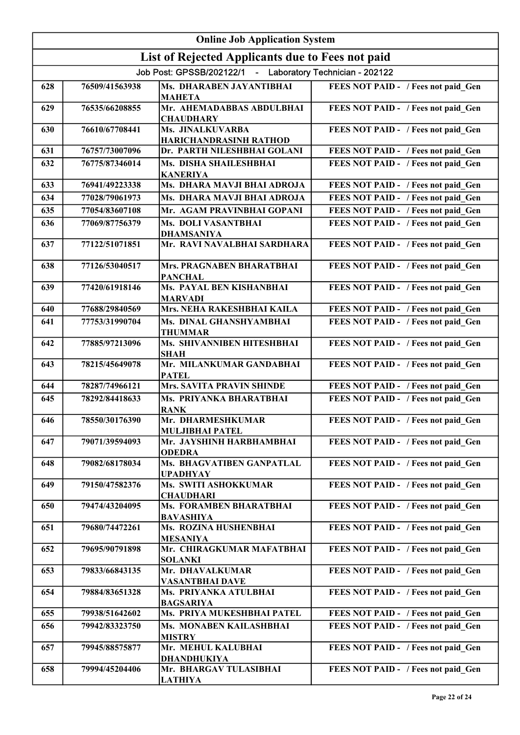| Online Job Application System | | | |
|---|---|---|---|
| **List of Rejected Applicants due to Fees not paid** | | | |
| Job Post: GPSSB/202122/1 - Laboratory Technician - 202122 | | | |
| 628 | 76509/41563938 | Ms. DHARABEN JAYANTIBHAI MAHETA | FEES NOT PAID - / Fees not paid_Gen |
| 629 | 76535/66208855 | Mr. AHEMADABBAS ABDULBHAI CHAUDHARY | FEES NOT PAID - / Fees not paid_Gen |
| 630 | 76610/67708441 | Ms. JINALKUVARBA HARICHANDRASINH RATHOD | FEES NOT PAID - / Fees not paid_Gen |
| 631 | 76757/73007096 | Dr. PARTH NILESHBHAI GOLANI | FEES NOT PAID - / Fees not paid_Gen |
| 632 | 76775/87346014 | Ms. DISHA SHAILESHBHAI KANERIYA | FEES NOT PAID - / Fees not paid_Gen |
| 633 | 76941/49223338 | Ms. DHARA MAVJI BHAI ADROJA | FEES NOT PAID - / Fees not paid_Gen |
| 634 | 77028/79061973 | Ms. DHARA MAVJI BHAI ADROJA | FEES NOT PAID - / Fees not paid_Gen |
| 635 | 77054/83607108 | Mr. AGAM PRAVINBHAI GOPANI | FEES NOT PAID - / Fees not paid_Gen |
| 636 | 77069/87756379 | Ms. DOLI VASANTBHAI DHAMSANIYA | FEES NOT PAID - / Fees not paid_Gen |
| 637 | 77122/51071851 | Mr. RAVI NAVALBHAI SARDHARA | FEES NOT PAID - / Fees not paid_Gen |
| 638 | 77126/53040517 | Mrs. PRAGNABEN BHARATBHAI PANCHAL | FEES NOT PAID - / Fees not paid_Gen |
| 639 | 77420/61918146 | Ms. PAYAL BEN KISHANBHAI MARVADI | FEES NOT PAID - / Fees not paid_Gen |
| 640 | 77688/29840569 | Mrs. NEHA RAKESHBHAI KAILA | FEES NOT PAID - / Fees not paid_Gen |
| 641 | 77753/31990704 | Ms. DINAL GHANSHYAMBHAI THUMMAR | FEES NOT PAID - / Fees not paid_Gen |
| 642 | 77885/97213096 | Ms. SHIVANNIBEN HITESHBHAI SHAH | FEES NOT PAID - / Fees not paid_Gen |
| 643 | 78215/45649078 | Mr. MILANKUMAR GANDABHAI PATEL | FEES NOT PAID - / Fees not paid_Gen |
| 644 | 78287/74966121 | Mrs. SAVITA PRAVIN SHINDE | FEES NOT PAID - / Fees not paid_Gen |
| 645 | 78292/84418633 | Ms. PRIYANKA BHARATBHAI RANK | FEES NOT PAID - / Fees not paid_Gen |
| 646 | 78550/30176390 | Mr. DHARMESHKUMAR MULJIBHAI PATEL | FEES NOT PAID - / Fees not paid_Gen |
| 647 | 79071/39594093 | Mr. JAYSHINH HARBHAMBHAI ODEDRA | FEES NOT PAID - / Fees not paid_Gen |
| 648 | 79082/68178034 | Ms. BHAGVATIBEN GANPATLAL UPADHYAY | FEES NOT PAID - / Fees not paid_Gen |
| 649 | 79150/47582376 | Ms. SWITI ASHOKKUMAR CHAUDHARI | FEES NOT PAID - / Fees not paid_Gen |
| 650 | 79474/43204095 | Ms. FORAMBEN BHARATBHAI BAVASHIYA | FEES NOT PAID - / Fees not paid_Gen |
| 651 | 79680/74472261 | Ms. ROZINA HUSHENBHAI MESANIYA | FEES NOT PAID - / Fees not paid_Gen |
| 652 | 79695/90791898 | Mr. CHIRAGKUMAR MAFATBHAI SOLANKI | FEES NOT PAID - / Fees not paid_Gen |
| 653 | 79833/66843135 | Mr. DHAVALKUMAR VASANTBHAI DAVE | FEES NOT PAID - / Fees not paid_Gen |
| 654 | 79884/83651328 | Ms. PRIYANKA ATULBHAI BAGSARIYA | FEES NOT PAID - / Fees not paid_Gen |
| 655 | 79938/51642602 | Ms. PRIYA MUKESHBHAI PATEL | FEES NOT PAID - / Fees not paid_Gen |
| 656 | 79942/83323750 | Ms. MONABEN KAILASHBHAI MISTRY | FEES NOT PAID - / Fees not paid_Gen |
| 657 | 79945/88575877 | Mr. MEHUL KALUBHAI DHANDHUKIYA | FEES NOT PAID - / Fees not paid_Gen |
| 658 | 79994/45204406 | Mr. BHARGAV TULASIBHAI LATHIYA | FEES NOT PAID - / Fees not paid_Gen |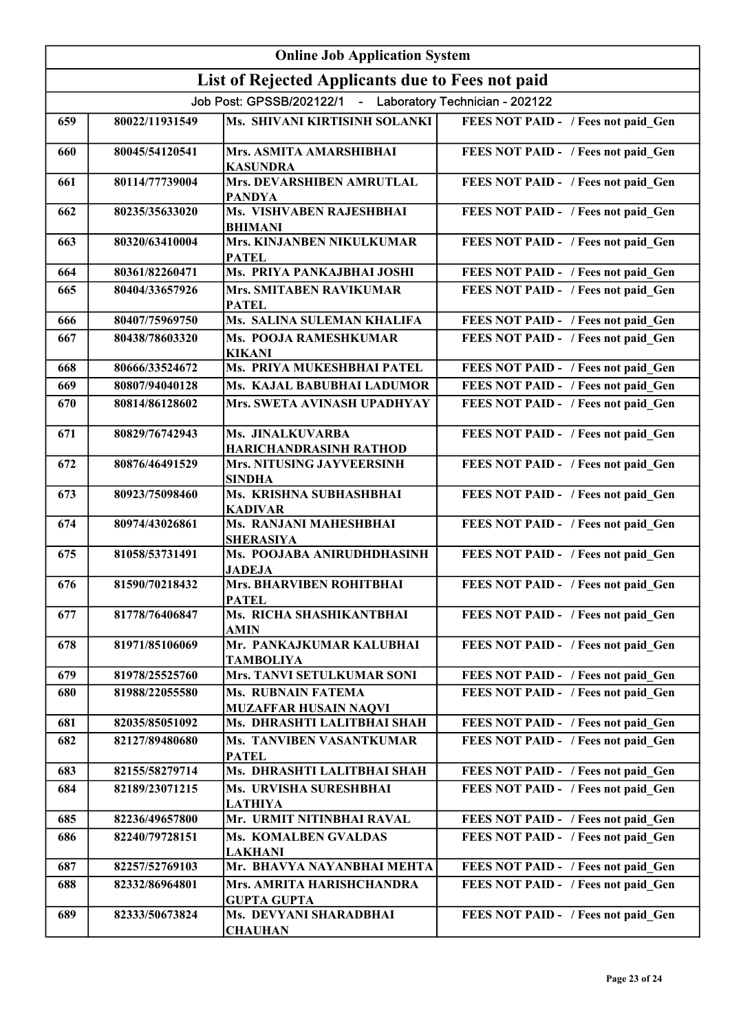| Online Job Application System | | | |
|---|---|---|---|
| **List of Rejected Applicants due to Fees not paid** | | | |
| Job Post: GPSSB/202122/1 - Laboratory Technician - 202122 | | | |
| 659 | 80022/11931549 | Ms. SHIVANI KIRTISINH SOLANKI | FEES NOT PAID - / Fees not paid_Gen |
| 660 | 80045/54120541 | Mrs. ASMITA AMARSHIBHAI KASUNDRA | FEES NOT PAID - / Fees not paid_Gen |
| 661 | 80114/77739004 | Mrs. DEVARSHIBEN AMRUTLAL PANDYA | FEES NOT PAID - / Fees not paid_Gen |
| 662 | 80235/35633020 | Ms. VISHVABEN RAJESHBHAI BHIMANI | FEES NOT PAID - / Fees not paid_Gen |
| 663 | 80320/63410004 | Mrs. KINJANBEN NIKULKUMAR PATEL | FEES NOT PAID - / Fees not paid_Gen |
| 664 | 80361/82260471 | Ms. PRIYA PANKAJBHAI JOSHI | FEES NOT PAID - / Fees not paid_Gen |
| 665 | 80404/33657926 | Mrs. SMITABEN RAVIKUMAR PATEL | FEES NOT PAID - / Fees not paid_Gen |
| 666 | 80407/75969750 | Ms. SALINA SULEMAN KHALIFA | FEES NOT PAID - / Fees not paid_Gen |
| 667 | 80438/78603320 | Ms. POOJA RAMESHKUMAR KIKANI | FEES NOT PAID - / Fees not paid_Gen |
| 668 | 80666/33524672 | Ms. PRIYA MUKESHBHAI PATEL | FEES NOT PAID - / Fees not paid_Gen |
| 669 | 80807/94040128 | Ms. KAJAL BABUBHAI LADUMOR | FEES NOT PAID - / Fees not paid_Gen |
| 670 | 80814/86128602 | Mrs. SWETA AVINASH UPADHYAY | FEES NOT PAID - / Fees not paid_Gen |
| 671 | 80829/76742943 | Ms. JINALKUVARBA HARICHANDRASINH RATHOD | FEES NOT PAID - / Fees not paid_Gen |
| 672 | 80876/46491529 | Mrs. NITUSING JAYVEERSINH SINDHA | FEES NOT PAID - / Fees not paid_Gen |
| 673 | 80923/75098460 | Ms. KRISHNA SUBHASHBHAI KADIVAR | FEES NOT PAID - / Fees not paid_Gen |
| 674 | 80974/43026861 | Ms. RANJANI MAHESHBHAI SHERASIYA | FEES NOT PAID - / Fees not paid_Gen |
| 675 | 81058/53731491 | Ms. POOJABA ANIRUDHDHASINH JADEJA | FEES NOT PAID - / Fees not paid_Gen |
| 676 | 81590/70218432 | Mrs. BHARVIBEN ROHITBHAI PATEL | FEES NOT PAID - / Fees not paid_Gen |
| 677 | 81778/76406847 | Ms. RICHA SHASHIKANTBHAI AMIN | FEES NOT PAID - / Fees not paid_Gen |
| 678 | 81971/85106069 | Mr. PANKAJKUMAR KALUBHAI TAMBOLIYA | FEES NOT PAID - / Fees not paid_Gen |
| 679 | 81978/25525760 | Mrs. TANVI SETULKUMAR SONI | FEES NOT PAID - / Fees not paid_Gen |
| 680 | 81988/22055580 | Ms. RUBNAIN FATEMA MUZAFFAR HUSAIN NAQVI | FEES NOT PAID - / Fees not paid_Gen |
| 681 | 82035/85051092 | Ms. DHRASHTI LALITBHAI SHAH | FEES NOT PAID - / Fees not paid_Gen |
| 682 | 82127/89480680 | Ms. TANVIBEN VASANTKUMAR PATEL | FEES NOT PAID - / Fees not paid_Gen |
| 683 | 82155/58279714 | Ms. DHRASHTI LALITBHAI SHAH | FEES NOT PAID - / Fees not paid_Gen |
| 684 | 82189/23071215 | Ms. URVISHA SURESHBHAI LATHIYA | FEES NOT PAID - / Fees not paid_Gen |
| 685 | 82236/49657800 | Mr. URMIT NITINBHAI RAVAL | FEES NOT PAID - / Fees not paid_Gen |
| 686 | 82240/79728151 | Ms. KOMALBEN GVALDAS LAKHANI | FEES NOT PAID - / Fees not paid_Gen |
| 687 | 82257/52769103 | Mr. BHAVYA NAYANBHAI MEHTA | FEES NOT PAID - / Fees not paid_Gen |
| 688 | 82332/86964801 | Mrs. AMRITA HARISHCHANDRA GUPTA GUPTA | FEES NOT PAID - / Fees not paid_Gen |
| 689 | 82333/50673824 | Ms. DEVYANI SHARADBHAI CHAUHAN | FEES NOT PAID - / Fees not paid_Gen |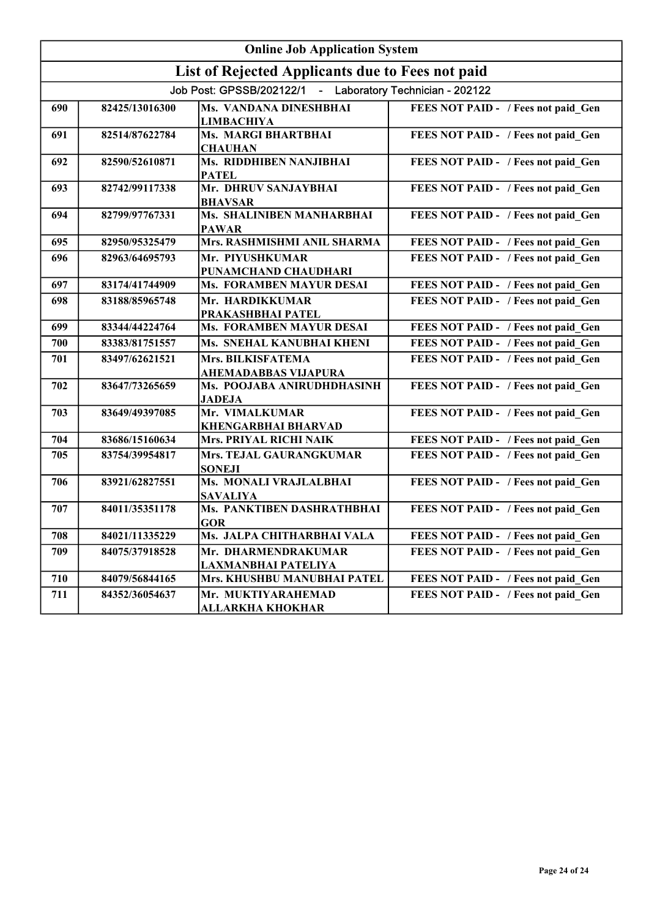# Online Job Application System

## List of Rejected Applicants due to Fees not paid

Job Post: GPSSB/202122/1 - Laboratory Technician - 202122

| | | | |
|---|---|---|---|
| 690 | 82425/13016300 | Ms. VANDANA DINESHBHAI LIMBACHIYA | FEES NOT PAID - / Fees not paid_Gen |
| 691 | 82514/87622784 | Ms. MARGI BHARTBHAI CHAUHAN | FEES NOT PAID - / Fees not paid_Gen |
| 692 | 82590/52610871 | Ms. RIDDHIBEN NANJIBHAI PATEL | FEES NOT PAID - / Fees not paid_Gen |
| 693 | 82742/99117338 | Mr. DHRUV SANJAYBHAI BHAVSAR | FEES NOT PAID - / Fees not paid_Gen |
| 694 | 82799/97767331 | Ms. SHALINIBEN MANHARBHAI PAWAR | FEES NOT PAID - / Fees not paid_Gen |
| 695 | 82950/95325479 | Mrs. RASHMISHMI ANIL SHARMA | FEES NOT PAID - / Fees not paid_Gen |
| 696 | 82963/64695793 | Mr. PIYUSHKUMAR PUNAMCHAND CHAUDHARI | FEES NOT PAID - / Fees not paid_Gen |
| 697 | 83174/41744909 | Ms. FORAMBEN MAYUR DESAI | FEES NOT PAID - / Fees not paid_Gen |
| 698 | 83188/85965748 | Mr. HARDIKKUMAR PRAKASHBHAI PATEL | FEES NOT PAID - / Fees not paid_Gen |
| 699 | 83344/44224764 | Ms. FORAMBEN MAYUR DESAI | FEES NOT PAID - / Fees not paid_Gen |
| 700 | 83383/81751557 | Ms. SNEHAL KANUBHAI KHENI | FEES NOT PAID - / Fees not paid_Gen |
| 701 | 83497/62621521 | Mrs. BILKISFATEMA AHEMADABBAS VIJAPURA | FEES NOT PAID - / Fees not paid_Gen |
| 702 | 83647/73265659 | Ms. POOJABA ANIRUDHDHASINH JADEJA | FEES NOT PAID - / Fees not paid_Gen |
| 703 | 83649/49397085 | Mr. VIMALKUMAR KHENGARBHAI BHARVAD | FEES NOT PAID - / Fees not paid_Gen |
| 704 | 83686/15160634 | Mrs. PRIYAL RICHI NAIK | FEES NOT PAID - / Fees not paid_Gen |
| 705 | 83754/39954817 | Mrs. TEJAL GAURANGKUMAR SONEJI | FEES NOT PAID - / Fees not paid_Gen |
| 706 | 83921/62827551 | Ms. MONALI VRAJLALBHAI SAVALIYA | FEES NOT PAID - / Fees not paid_Gen |
| 707 | 84011/35351178 | Ms. PANKTIBEN DASHRATHBHAI GOR | FEES NOT PAID - / Fees not paid_Gen |
| 708 | 84021/11335229 | Ms. JALPA CHITHARBHAI VALA | FEES NOT PAID - / Fees not paid_Gen |
| 709 | 84075/37918528 | Mr. DHARMENDRAKUMAR LAXMANBHAI PATELIYA | FEES NOT PAID - / Fees not paid_Gen |
| 710 | 84079/56844165 | Mrs. KHUSHBU MANUBHAI PATEL | FEES NOT PAID - / Fees not paid_Gen |
| 711 | 84352/36054637 | Mr. MUKTIYARAHEMAD ALLARKHA KHOKHAR | FEES NOT PAID - / Fees not paid_Gen |